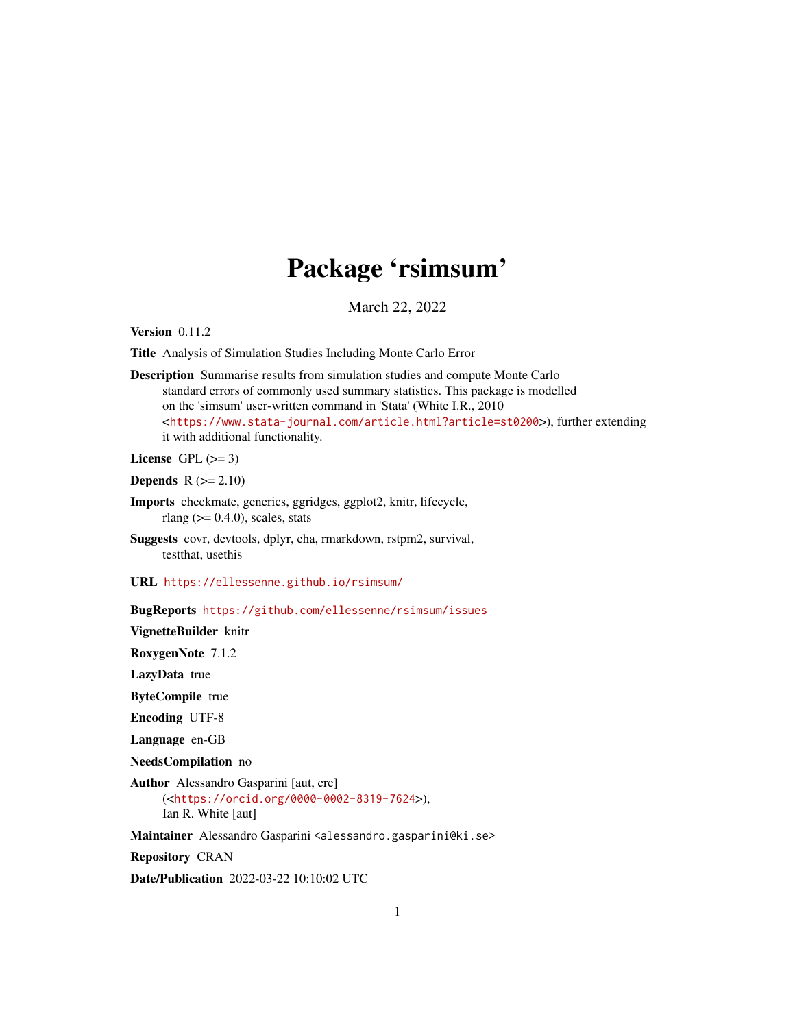# Package 'rsimsum'

March 22, 2022

**Version** 0.11.2

**Title** Analysis of Simulation Studies Including Monte Carlo Error

**Description** Summarise results from simulation studies and compute Monte Carlo standard errors of commonly used summary statistics. This package is modelled on the 'simsum' user-written command in 'Stata' (White I.R., 2010 <https://www.stata-journal.com/article.html?article=st0200>), further extending it with additional functionality.

**License** GPL (>= 3)

**Depends** R (>= 2.10)

**Imports** checkmate, generics, ggridges, ggplot2, knitr, lifecycle, rlang (>= 0.4.0), scales, stats

**Suggests** covr, devtools, dplyr, eha, rmarkdown, rstpm2, survival, testthat, usethis

**URL** https://ellessenne.github.io/rsimsum/

**BugReports** https://github.com/ellessenne/rsimsum/issues

**VignetteBuilder** knitr

**RoxygenNote** 7.1.2

**LazyData** true

**ByteCompile** true

**Encoding** UTF-8

**Language** en-GB

**NeedsCompilation** no

**Author** Alessandro Gasparini [aut, cre] (<https://orcid.org/0000-0002-8319-7624>), Ian R. White [aut]

**Maintainer** Alessandro Gasparini <alessandro.gasparini@ki.se>

**Repository** CRAN

**Date/Publication** 2022-03-22 10:10:02 UTC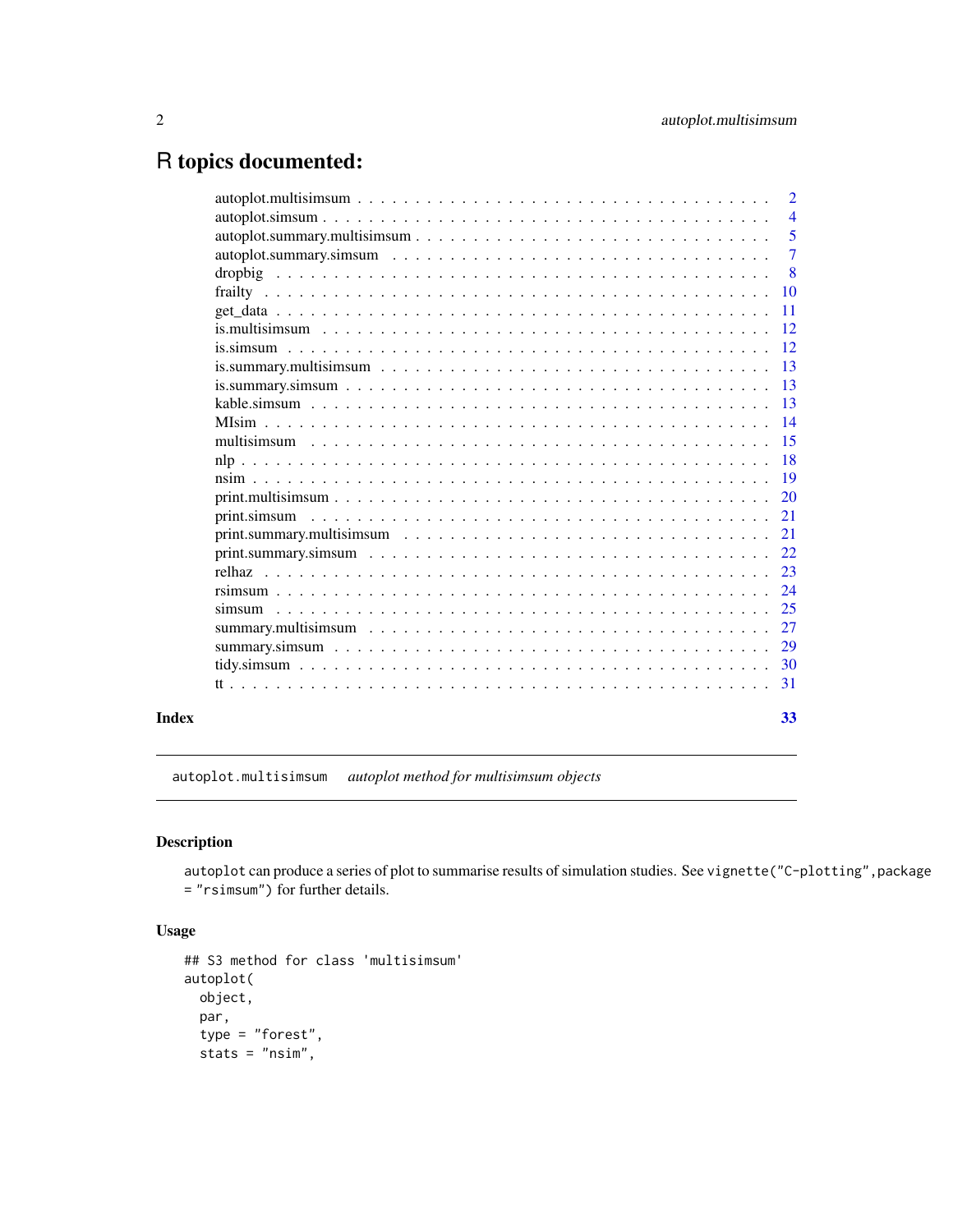# R topics documented:

| | |
|---|---|
| autoplot.multisimsum | 2 |
| autoplot.simsum | 4 |
| autoplot.summary.multisimsum | 5 |
| autoplot.summary.simsum | 7 |
| dropbig | 8 |
| frailty | 10 |
| get_data | 11 |
| is.multisimsum | 12 |
| is.simsum | 12 |
| is.summary.multisimsum | 13 |
| is.summary.simsum | 13 |
| kable.simsum | 13 |
| MIsim | 14 |
| multisimsum | 15 |
| nlp | 18 |
| nsim | 19 |
| print.multisimsum | 20 |
| print.simsum | 21 |
| print.summary.multisimsum | 21 |
| print.summary.simsum | 22 |
| relhaz | 23 |
| rsimsum | 24 |
| simsum | 25 |
| summary.multisimsum | 27 |
| summary.simsum | 29 |
| tidy.simsum | 30 |
| tt | 31 |

**Index** 33

---

`autoplot.multisimsum` *autoplot method for multisimsum objects*

---

### Description

`autoplot` can produce a series of plot to summarise results of simulation studies. See `vignette("C-plotting",package = "rsimsum")` for further details.

### Usage

```
## S3 method for class 'multisimsum'
autoplot(
  object,
  par,
  type = "forest",
  stats = "nsim",
```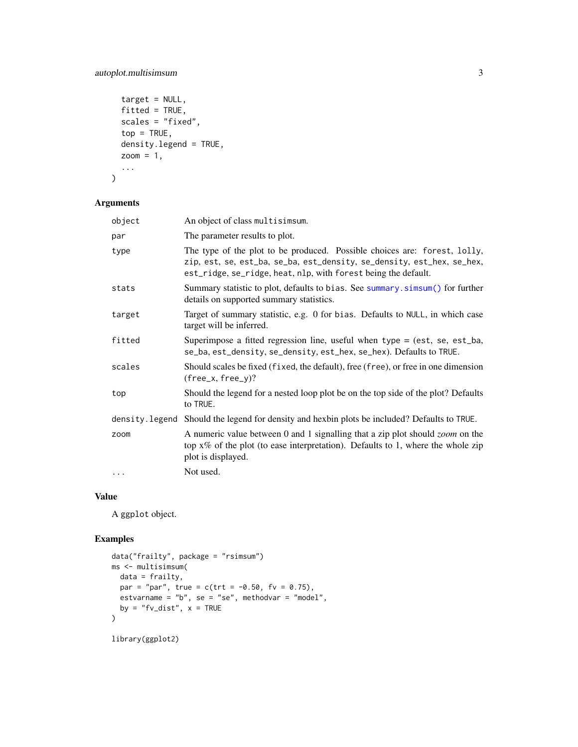```
  target = NULL,
  fitted = TRUE,
  scales = "fixed",
  top = TRUE,
  density.legend = TRUE,
  zoom = 1,
  ...
)
```

## Arguments

| | |
|---|---|
| `object` | An object of class `multisimsum`. |
| `par` | The parameter results to plot. |
| `type` | The type of the plot to be produced. Possible choices are: `forest`, `lolly`, `zip`, `est`, `se`, `est_ba`, `se_ba`, `est_density`, `se_density`, `est_hex`, `se_hex`, `est_ridge`, `se_ridge`, `heat`, `nlp`, with `forest` being the default. |
| `stats` | Summary statistic to plot, defaults to `bias`. See `summary.simsum()` for further details on supported summary statistics. |
| `target` | Target of summary statistic, e.g. 0 for `bias`. Defaults to `NULL`, in which case target will be inferred. |
| `fitted` | Superimpose a fitted regression line, useful when type = (`est`, `se`, `est_ba`, `se_ba`, `est_density`, `se_density`, `est_hex`, `se_hex`). Defaults to `TRUE`. |
| `scales` | Should scales be fixed (`fixed`, the default), free (`free`), or free in one dimension (`free_x`, `free_y`)? |
| `top` | Should the legend for a nested loop plot be on the top side of the plot? Defaults to `TRUE`. |
| `density.legend` | Should the legend for density and hexbin plots be included? Defaults to `TRUE`. |
| `zoom` | A numeric value between 0 and 1 signalling that a zip plot should *zoom* on the top x% of the plot (to ease interpretation). Defaults to 1, where the whole zip plot is displayed. |
| `...` | Not used. |

## Value

A `ggplot` object.

## Examples

```
data("frailty", package = "rsimsum")
ms <- multisimsum(
  data = frailty,
  par = "par", true = c(trt = -0.50, fv = 0.75),
  estvarname = "b", se = "se", methodvar = "model",
  by = "fv_dist", x = TRUE
)

library(ggplot2)
```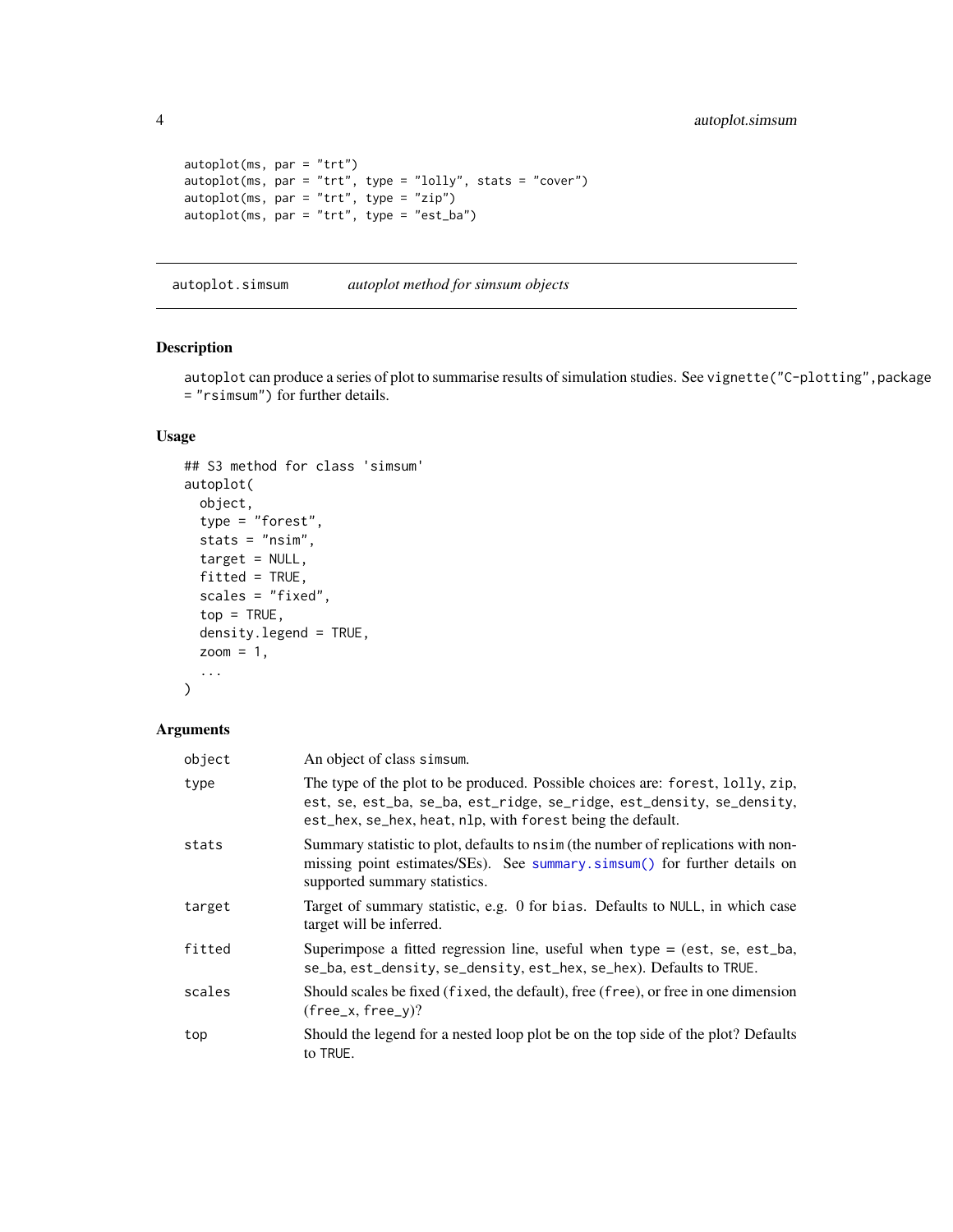```
autoplot(ms, par = "trt")
autoplot(ms, par = "trt", type = "lolly", stats = "cover")
autoplot(ms, par = "trt", type = "zip")
autoplot(ms, par = "trt", type = "est_ba")
```

## autoplot.simsum — *autoplot method for simsum objects*

### Description

autoplot can produce a series of plot to summarise results of simulation studies. See vignette("C-plotting",package = "rsimsum") for further details.

### Usage

```
## S3 method for class 'simsum'
autoplot(
  object,
  type = "forest",
  stats = "nsim",
  target = NULL,
  fitted = TRUE,
  scales = "fixed",
  top = TRUE,
  density.legend = TRUE,
  zoom = 1,
  ...
)
```

### Arguments

| Argument | Description |
|---|---|
| object | An object of class simsum. |
| type | The type of the plot to be produced. Possible choices are: forest, lolly, zip, est, se, est_ba, se_ba, est_ridge, se_ridge, est_density, se_density, est_hex, se_hex, heat, nlp, with forest being the default. |
| stats | Summary statistic to plot, defaults to nsim (the number of replications with non-missing point estimates/SEs). See summary.simsum() for further details on supported summary statistics. |
| target | Target of summary statistic, e.g. 0 for bias. Defaults to NULL, in which case target will be inferred. |
| fitted | Superimpose a fitted regression line, useful when type = (est, se, est_ba, se_ba, est_density, se_density, est_hex, se_hex). Defaults to TRUE. |
| scales | Should scales be fixed (fixed, the default), free (free), or free in one dimension (free_x, free_y)? |
| top | Should the legend for a nested loop plot be on the top side of the plot? Defaults to TRUE. |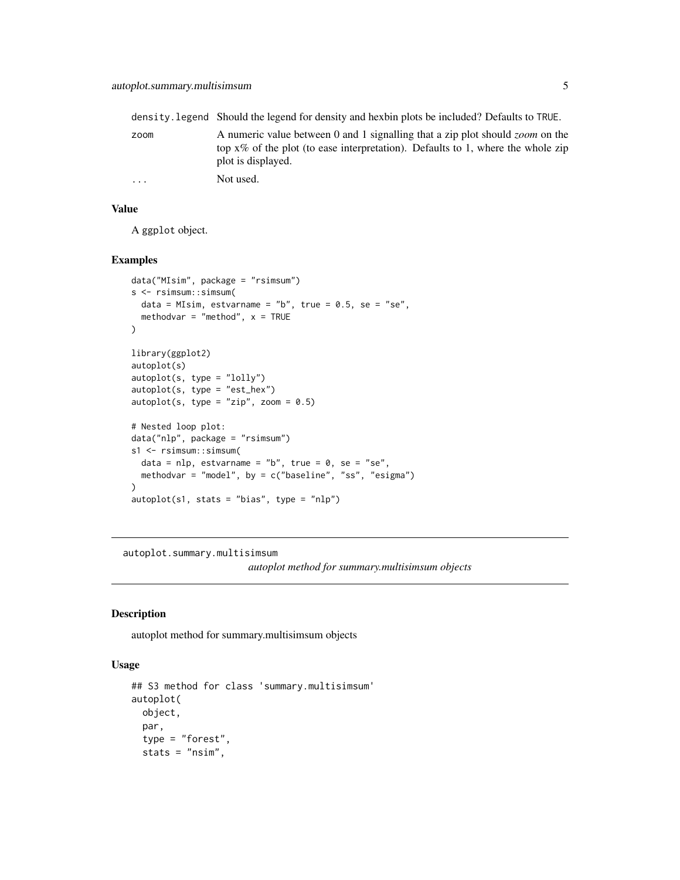| | |
|---|---|
| density.legend | Should the legend for density and hexbin plots be included? Defaults to TRUE. |
| zoom | A numeric value between 0 and 1 signalling that a zip plot should *zoom* on the top x% of the plot (to ease interpretation). Defaults to 1, where the whole zip plot is displayed. |
| ... | Not used. |

### Value

A ggplot object.

### Examples

```
data("MIsim", package = "rsimsum")
s <- rsimsum::simsum(
  data = MIsim, estvarname = "b", true = 0.5, se = "se",
  methodvar = "method", x = TRUE
)

library(ggplot2)
autoplot(s)
autoplot(s, type = "lolly")
autoplot(s, type = "est_hex")
autoplot(s, type = "zip", zoom = 0.5)

# Nested loop plot:
data("nlp", package = "rsimsum")
s1 <- rsimsum::simsum(
  data = nlp, estvarname = "b", true = 0, se = "se",
  methodvar = "model", by = c("baseline", "ss", "esigma")
)
autoplot(s1, stats = "bias", type = "nlp")
```

---

## autoplot.summary.multisimsum

*autoplot method for summary.multisimsum objects*

### Description

autoplot method for summary.multisimsum objects

### Usage

```
## S3 method for class 'summary.multisimsum'
autoplot(
  object,
  par,
  type = "forest",
  stats = "nsim",
```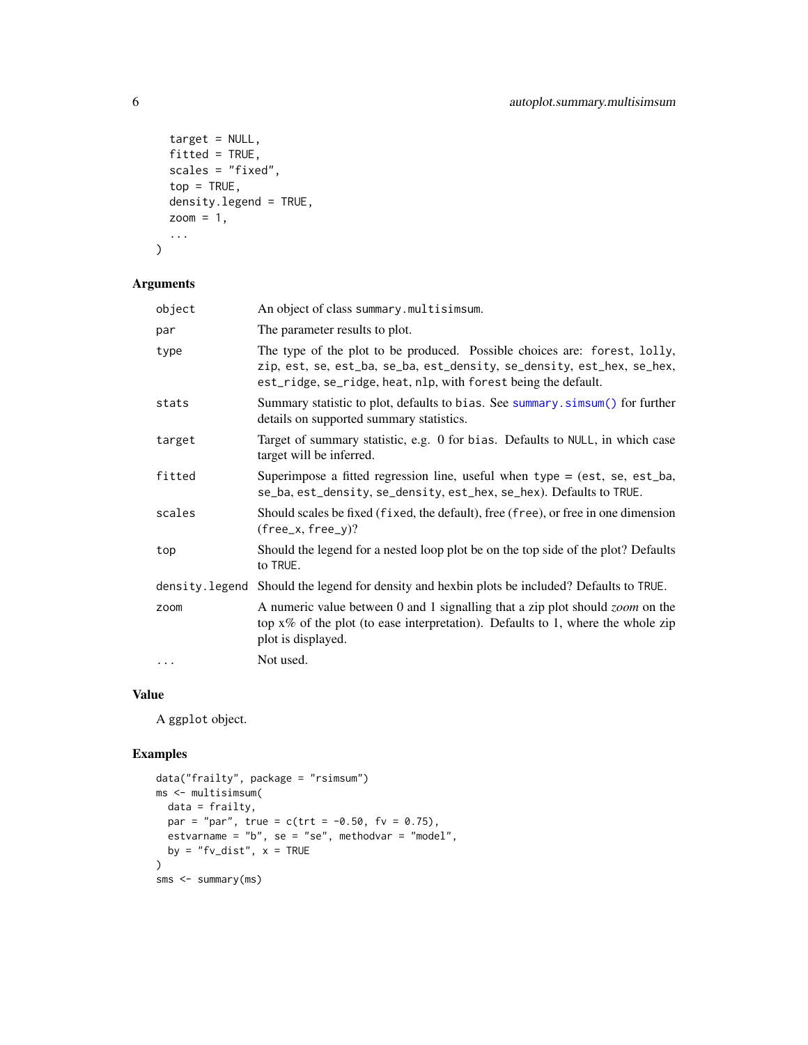```
  target = NULL,
  fitted = TRUE,
  scales = "fixed",
  top = TRUE,
  density.legend = TRUE,
  zoom = 1,
  ...
)
```

## Arguments

| | |
|---|---|
| `object` | An object of class `summary.multisimsum`. |
| `par` | The parameter results to plot. |
| `type` | The type of the plot to be produced. Possible choices are: `forest`, `lolly`, `zip`, `est`, `se`, `est_ba`, `se_ba`, `est_density`, `se_density`, `est_hex`, `se_hex`, `est_ridge`, `se_ridge`, `heat`, `nlp`, with `forest` being the default. |
| `stats` | Summary statistic to plot, defaults to `bias`. See `summary.simsum()` for further details on supported summary statistics. |
| `target` | Target of summary statistic, e.g. 0 for `bias`. Defaults to `NULL`, in which case target will be inferred. |
| `fitted` | Superimpose a fitted regression line, useful when `type = (est, se, est_ba, se_ba, est_density, se_density, est_hex, se_hex)`. Defaults to `TRUE`. |
| `scales` | Should scales be fixed (`fixed`, the default), free (`free`), or free in one dimension (`free_x`, `free_y`)? |
| `top` | Should the legend for a nested loop plot be on the top side of the plot? Defaults to `TRUE`. |
| `density.legend` | Should the legend for density and hexbin plots be included? Defaults to `TRUE`. |
| `zoom` | A numeric value between 0 and 1 signalling that a zip plot should *zoom* on the top x% of the plot (to ease interpretation). Defaults to 1, where the whole zip plot is displayed. |
| `...` | Not used. |

## Value

A `ggplot` object.

## Examples

```
data("frailty", package = "rsimsum")
ms <- multisimsum(
  data = frailty,
  par = "par", true = c(trt = -0.50, fv = 0.75),
  estvarname = "b", se = "se", methodvar = "model",
  by = "fv_dist", x = TRUE
)
sms <- summary(ms)
```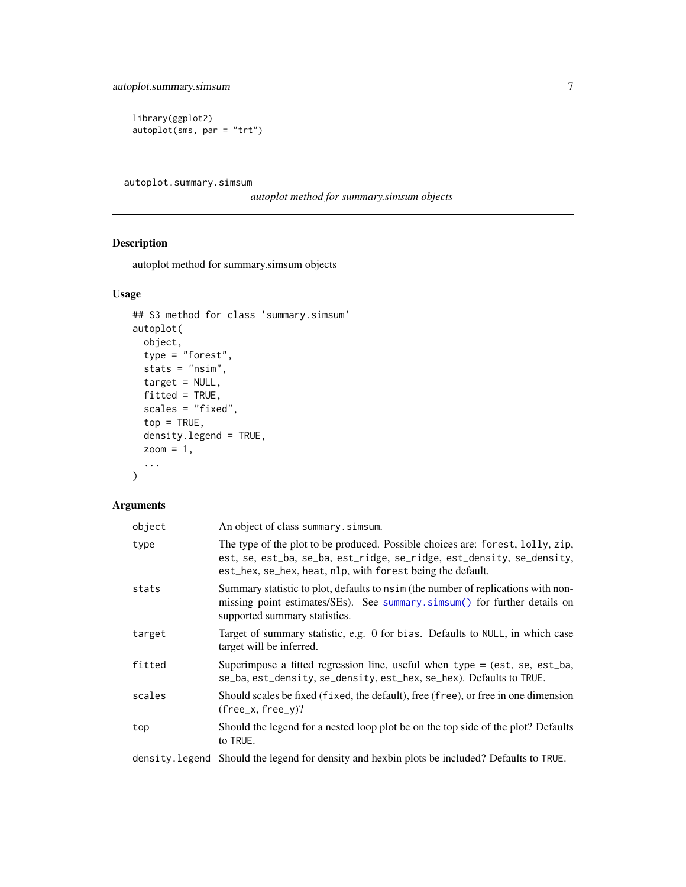```
library(ggplot2)
autoplot(sms, par = "trt")
```

---

autoplot.summary.simsum &emsp; *autoplot method for summary.simsum objects*

---

## Description

autoplot method for summary.simsum objects

## Usage

```
## S3 method for class 'summary.simsum'
autoplot(
  object,
  type = "forest",
  stats = "nsim",
  target = NULL,
  fitted = TRUE,
  scales = "fixed",
  top = TRUE,
  density.legend = TRUE,
  zoom = 1,
  ...
)
```

## Arguments

| | |
|---|---|
| `object` | An object of class `summary.simsum`. |
| `type` | The type of the plot to be produced. Possible choices are: `forest`, `lolly`, `zip`, `est`, `se`, `est_ba`, `se_ba`, `est_ridge`, `se_ridge`, `est_density`, `se_density`, `est_hex`, `se_hex`, `heat`, `nlp`, with `forest` being the default. |
| `stats` | Summary statistic to plot, defaults to `nsim` (the number of replications with non-missing point estimates/SEs). See `summary.simsum()` for further details on supported summary statistics. |
| `target` | Target of summary statistic, e.g. 0 for `bias`. Defaults to `NULL`, in which case target will be inferred. |
| `fitted` | Superimpose a fitted regression line, useful when `type` = (`est`, `se`, `est_ba`, `se_ba`, `est_density`, `se_density`, `est_hex`, `se_hex`). Defaults to `TRUE`. |
| `scales` | Should scales be fixed (`fixed`, the default), free (`free`), or free in one dimension (`free_x`, `free_y`)? |
| `top` | Should the legend for a nested loop plot be on the top side of the plot? Defaults to `TRUE`. |
| `density.legend` | Should the legend for density and hexbin plots be included? Defaults to `TRUE`. |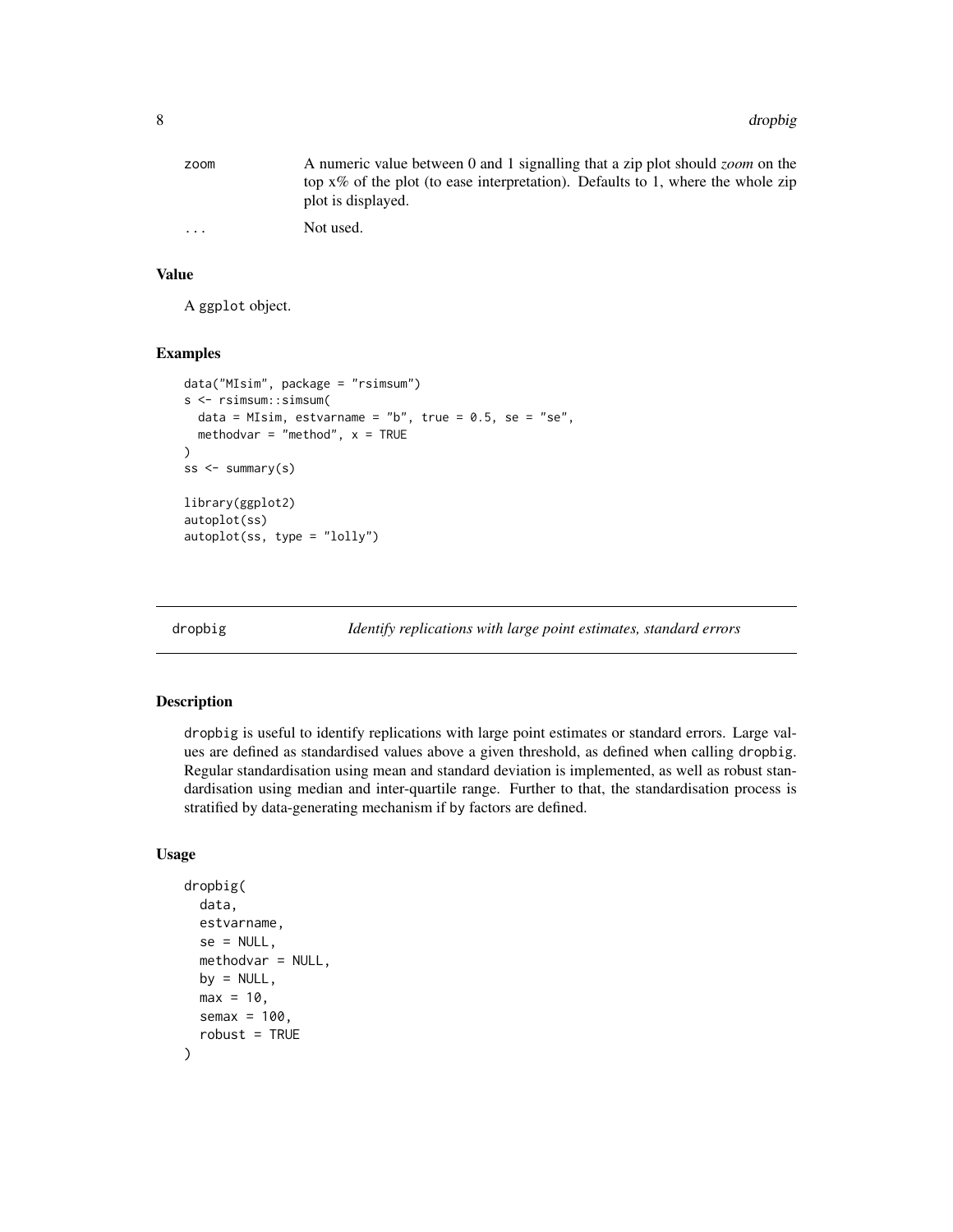| | |
|---|---|
| zoom | A numeric value between 0 and 1 signalling that a zip plot should *zoom* on the top x% of the plot (to ease interpretation). Defaults to 1, where the whole zip plot is displayed. |
| ... | Not used. |

### Value

A ggplot object.

### Examples

```
data("MIsim", package = "rsimsum")
s <- rsimsum::simsum(
  data = MIsim, estvarname = "b", true = 0.5, se = "se",
  methodvar = "method", x = TRUE
)
ss <- summary(s)

library(ggplot2)
autoplot(ss)
autoplot(ss, type = "lolly")
```

## dropbig — *Identify replications with large point estimates, standard errors*

### Description

dropbig is useful to identify replications with large point estimates or standard errors. Large values are defined as standardised values above a given threshold, as defined when calling dropbig. Regular standardisation using mean and standard deviation is implemented, as well as robust standardisation using median and inter-quartile range. Further to that, the standardisation process is stratified by data-generating mechanism if by factors are defined.

### Usage

```
dropbig(
  data,
  estvarname,
  se = NULL,
  methodvar = NULL,
  by = NULL,
  max = 10,
  semax = 100,
  robust = TRUE
)
```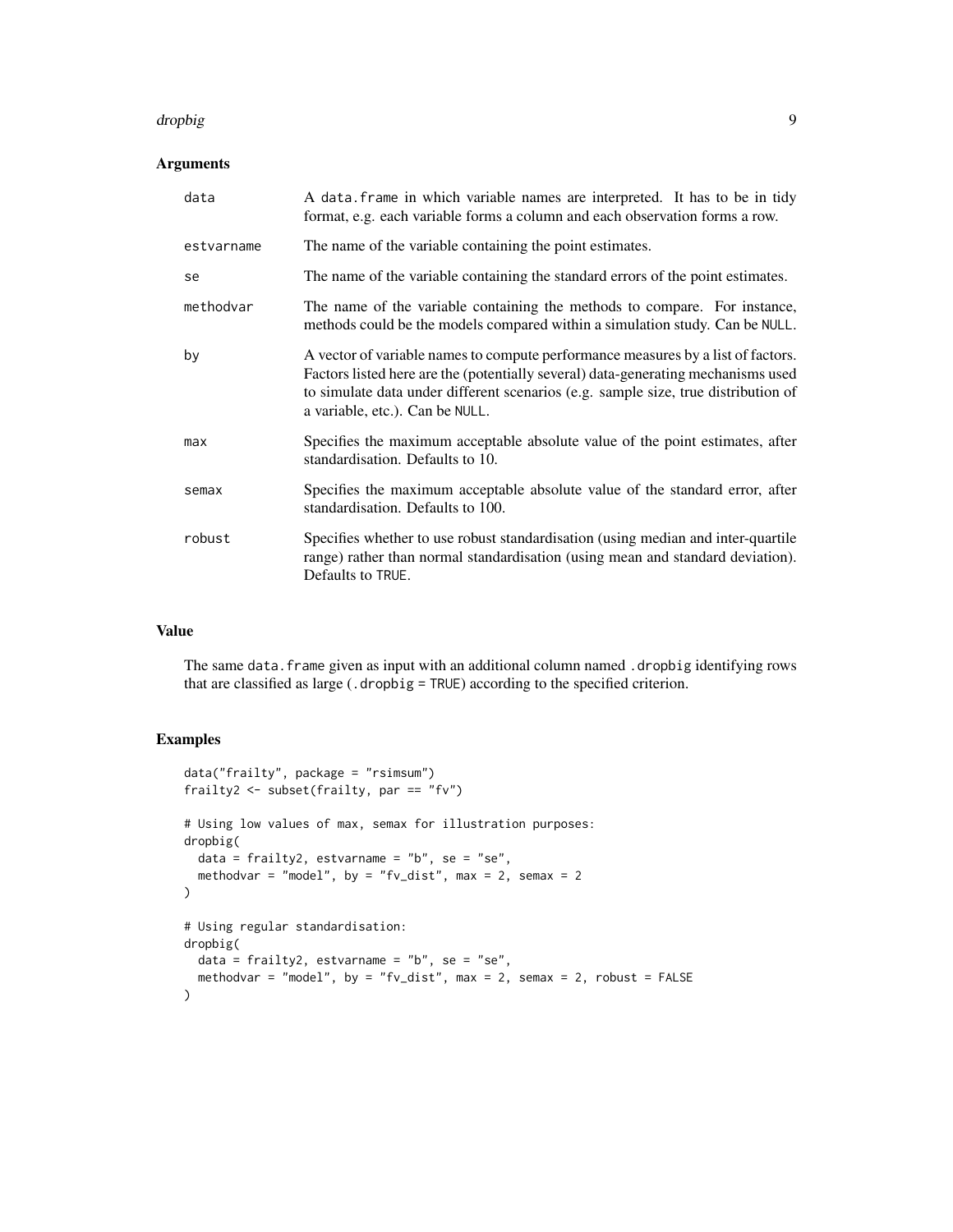### Arguments

| | |
|---|---|
| data | A data.frame in which variable names are interpreted. It has to be in tidy format, e.g. each variable forms a column and each observation forms a row. |
| estvarname | The name of the variable containing the point estimates. |
| se | The name of the variable containing the standard errors of the point estimates. |
| methodvar | The name of the variable containing the methods to compare. For instance, methods could be the models compared within a simulation study. Can be NULL. |
| by | A vector of variable names to compute performance measures by a list of factors. Factors listed here are the (potentially several) data-generating mechanisms used to simulate data under different scenarios (e.g. sample size, true distribution of a variable, etc.). Can be NULL. |
| max | Specifies the maximum acceptable absolute value of the point estimates, after standardisation. Defaults to 10. |
| semax | Specifies the maximum acceptable absolute value of the standard error, after standardisation. Defaults to 100. |
| robust | Specifies whether to use robust standardisation (using median and inter-quartile range) rather than normal standardisation (using mean and standard deviation). Defaults to TRUE. |

### Value

The same data.frame given as input with an additional column named .dropbig identifying rows that are classified as large (.dropbig = TRUE) according to the specified criterion.

### Examples

```
data("frailty", package = "rsimsum")
frailty2 <- subset(frailty, par == "fv")

# Using low values of max, semax for illustration purposes:
dropbig(
  data = frailty2, estvarname = "b", se = "se",
  methodvar = "model", by = "fv_dist", max = 2, semax = 2
)

# Using regular standardisation:
dropbig(
  data = frailty2, estvarname = "b", se = "se",
  methodvar = "model", by = "fv_dist", max = 2, semax = 2, robust = FALSE
)
```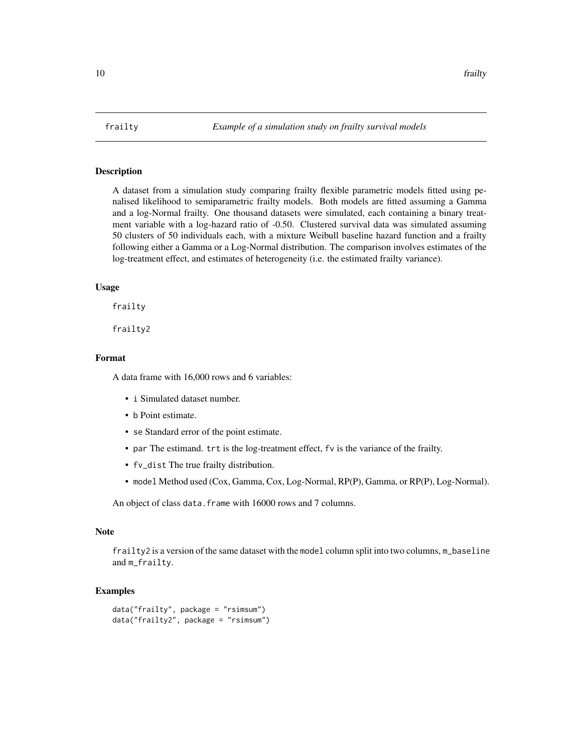# frailty — *Example of a simulation study on frailty survival models*

## Description

A dataset from a simulation study comparing frailty flexible parametric models fitted using penalised likelihood to semiparametric frailty models. Both models are fitted assuming a Gamma and a log-Normal frailty. One thousand datasets were simulated, each containing a binary treatment variable with a log-hazard ratio of -0.50. Clustered survival data was simulated assuming 50 clusters of 50 individuals each, with a mixture Weibull baseline hazard function and a frailty following either a Gamma or a Log-Normal distribution. The comparison involves estimates of the log-treatment effect, and estimates of heterogeneity (i.e. the estimated frailty variance).

## Usage

```
frailty

frailty2
```

## Format

A data frame with 16,000 rows and 6 variables:

- `i` Simulated dataset number.
- `b` Point estimate.
- `se` Standard error of the point estimate.
- `par` The estimand. `trt` is the log-treatment effect, `fv` is the variance of the frailty.
- `fv_dist` The true frailty distribution.
- `model` Method used (Cox, Gamma, Cox, Log-Normal, RP(P), Gamma, or RP(P), Log-Normal).

An object of class `data.frame` with 16000 rows and 7 columns.

## Note

`frailty2` is a version of the same dataset with the `model` column split into two columns, `m_baseline` and `m_frailty`.

## Examples

```
data("frailty", package = "rsimsum")
data("frailty2", package = "rsimsum")
```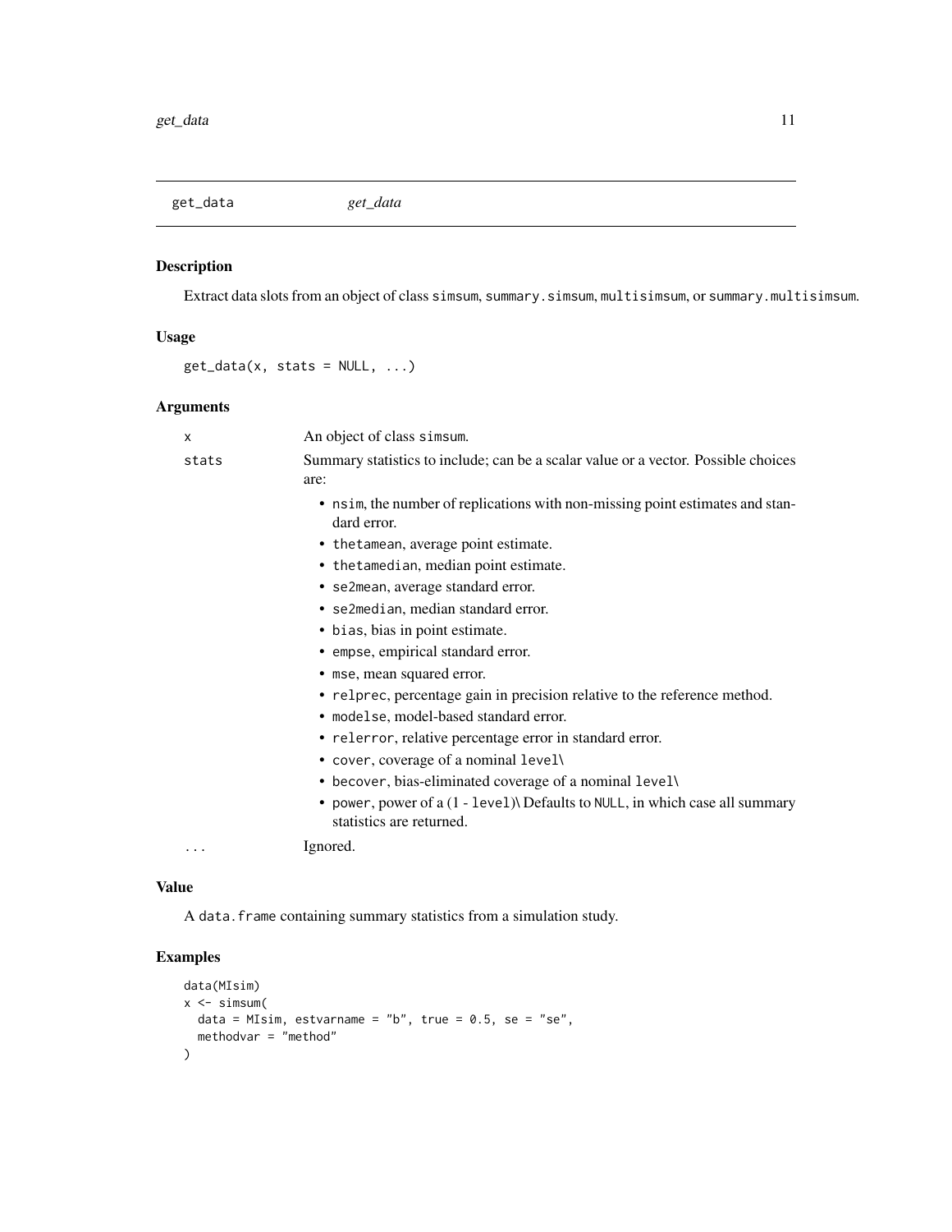# get_data *get_data*

## Description

Extract data slots from an object of class `simsum`, `summary.simsum`, `multisimsum`, or `summary.multisimsum`.

## Usage

```
get_data(x, stats = NULL, ...)
```

## Arguments

- `x` An object of class `simsum`.
- `stats` Summary statistics to include; can be a scalar value or a vector. Possible choices are:
  - `nsim`, the number of replications with non-missing point estimates and standard error.
  - `thetamean`, average point estimate.
  - `thetamedian`, median point estimate.
  - `se2mean`, average standard error.
  - `se2median`, median standard error.
  - `bias`, bias in point estimate.
  - `empse`, empirical standard error.
  - `mse`, mean squared error.
  - `relprec`, percentage gain in precision relative to the reference method.
  - `modelse`, model-based standard error.
  - `relerror`, relative percentage error in standard error.
  - `cover`, coverage of a nominal `level\`
  - `becover`, bias-eliminated coverage of a nominal `level\`
  - `power`, power of a (1 - `level`)\ Defaults to `NULL`, in which case all summary statistics are returned.
- `...` Ignored.

## Value

A `data.frame` containing summary statistics from a simulation study.

## Examples

```
data(MIsim)
x <- simsum(
  data = MIsim, estvarname = "b", true = 0.5, se = "se",
  methodvar = "method"
)
```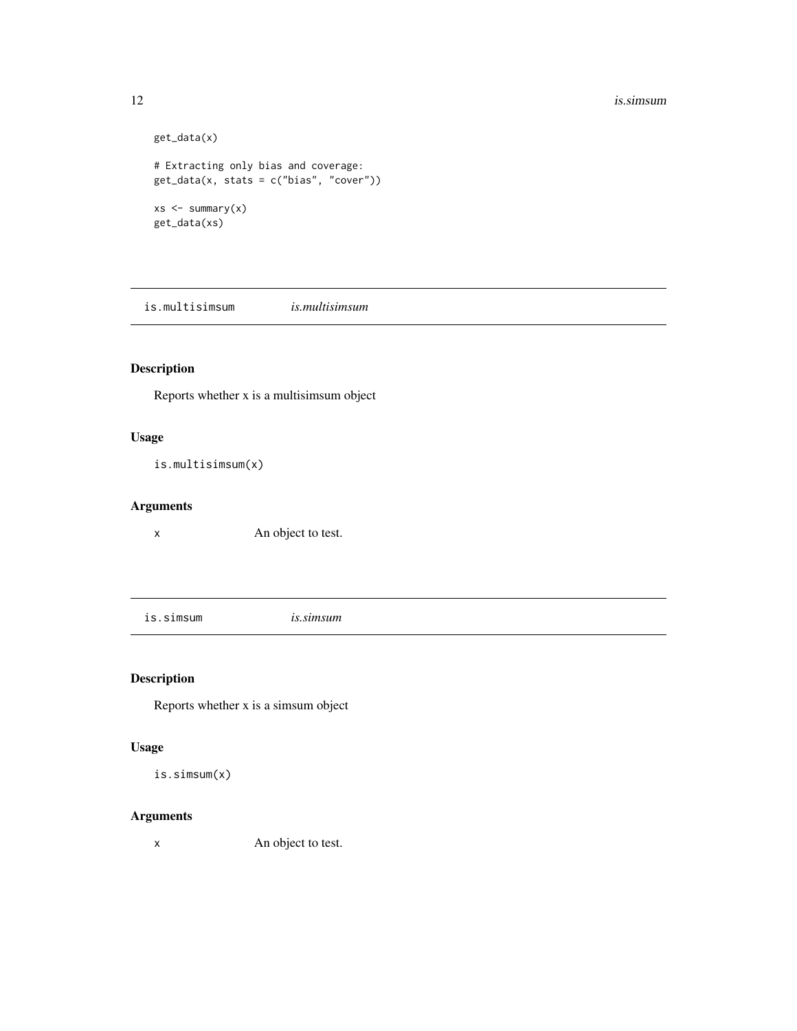```
get_data(x)

# Extracting only bias and coverage:
get_data(x, stats = c("bias", "cover"))

xs <- summary(x)
get_data(xs)
```

## is.multisimsum *is.multisimsum*

### Description

Reports whether x is a multisimsum object

### Usage

```
is.multisimsum(x)
```

### Arguments

| | |
|---|---|
| x | An object to test. |

## is.simsum *is.simsum*

### Description

Reports whether x is a simsum object

### Usage

```
is.simsum(x)
```

### Arguments

| | |
|---|---|
| x | An object to test. |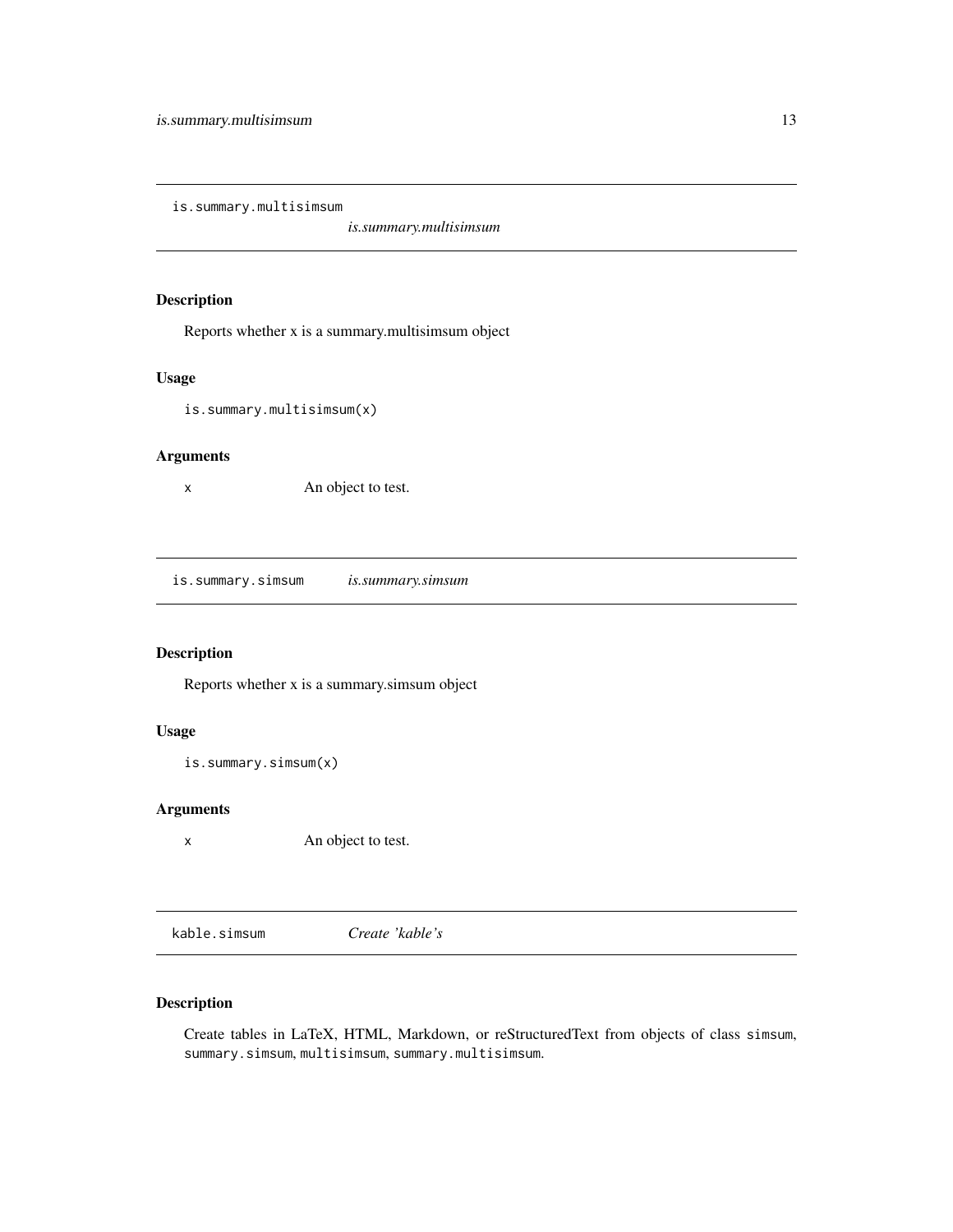## is.summary.multisimsum — *is.summary.multisimsum*

### Description

Reports whether x is a summary.multisimsum object

### Usage

```
is.summary.multisimsum(x)
```

### Arguments

| | |
|---|---|
| `x` | An object to test. |

## is.summary.simsum — *is.summary.simsum*

### Description

Reports whether x is a summary.simsum object

### Usage

```
is.summary.simsum(x)
```

### Arguments

| | |
|---|---|
| `x` | An object to test. |

## kable.simsum — *Create 'kable's*

### Description

Create tables in LaTeX, HTML, Markdown, or reStructuredText from objects of class `simsum`, `summary.simsum`, `multisimsum`, `summary.multisimsum`.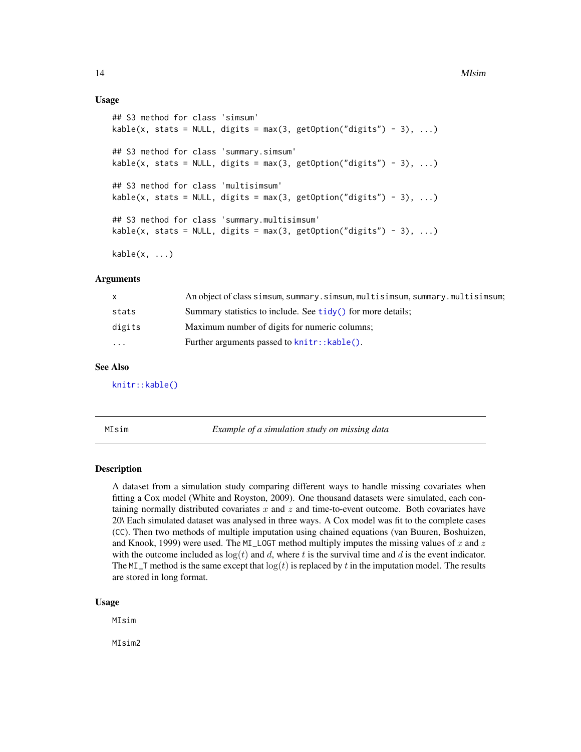### Usage

```
## S3 method for class 'simsum'
kable(x, stats = NULL, digits = max(3, getOption("digits") - 3), ...)

## S3 method for class 'summary.simsum'
kable(x, stats = NULL, digits = max(3, getOption("digits") - 3), ...)

## S3 method for class 'multisimsum'
kable(x, stats = NULL, digits = max(3, getOption("digits") - 3), ...)

## S3 method for class 'summary.multisimsum'
kable(x, stats = NULL, digits = max(3, getOption("digits") - 3), ...)

kable(x, ...)
```

### Arguments

| | |
|---|---|
| x | An object of class simsum, summary.simsum, multisimsum, summary.multisimsum; |
| stats | Summary statistics to include. See tidy() for more details; |
| digits | Maximum number of digits for numeric columns; |
| ... | Further arguments passed to knitr::kable(). |

### See Also

knitr::kable()

---

## MIsim — *Example of a simulation study on missing data*

---

### Description

A dataset from a simulation study comparing different ways to handle missing covariates when fitting a Cox model (White and Royston, 2009). One thousand datasets were simulated, each containing normally distributed covariates $x$ and $z$ and time-to-event outcome. Both covariates have 20\ Each simulated dataset was analysed in three ways. A Cox model was fit to the complete cases (CC). Then two methods of multiple imputation using chained equations (van Buuren, Boshuizen, and Knook, 1999) were used. The MI_LOGT method multiply imputes the missing values of $x$ and $z$ with the outcome included as $\log(t)$ and $d$, where $t$ is the survival time and $d$ is the event indicator. The MI_T method is the same except that $\log(t)$ is replaced by $t$ in the imputation model. The results are stored in long format.

### Usage

```
MIsim

MIsim2
```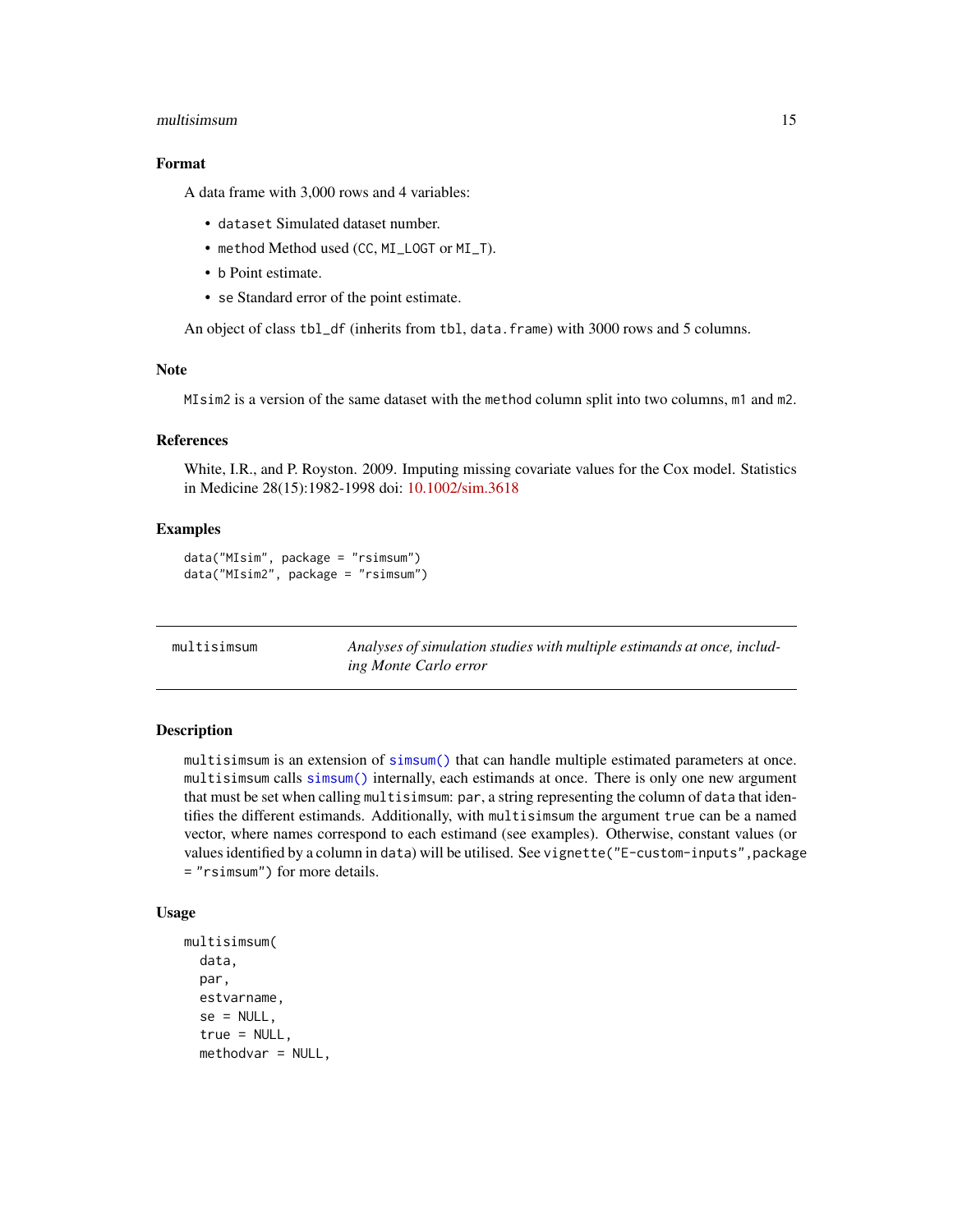### Format

A data frame with 3,000 rows and 4 variables:

- `dataset` Simulated dataset number.
- `method` Method used (`CC`, `MI_LOGT` or `MI_T`).
- `b` Point estimate.
- `se` Standard error of the point estimate.

An object of class `tbl_df` (inherits from `tbl`, `data.frame`) with 3000 rows and 5 columns.

### Note

`MIsim2` is a version of the same dataset with the `method` column split into two columns, `m1` and `m2`.

### References

White, I.R., and P. Royston. 2009. Imputing missing covariate values for the Cox model. Statistics in Medicine 28(15):1982-1998 doi: 10.1002/sim.3618

### Examples

```
data("MIsim", package = "rsimsum")
data("MIsim2", package = "rsimsum")
```

---

## multisimsum — *Analyses of simulation studies with multiple estimands at once, including Monte Carlo error*

### Description

`multisimsum` is an extension of `simsum()` that can handle multiple estimated parameters at once. `multisimsum` calls `simsum()` internally, each estimands at once. There is only one new argument that must be set when calling `multisimsum`: `par`, a string representing the column of `data` that identifies the different estimands. Additionally, with `multisimsum` the argument `true` can be a named vector, where names correspond to each estimand (see examples). Otherwise, constant values (or values identified by a column in `data`) will be utilised. See `vignette("E-custom-inputs",package = "rsimsum")` for more details.

### Usage

```
multisimsum(
  data,
  par,
  estvarname,
  se = NULL,
  true = NULL,
  methodvar = NULL,
```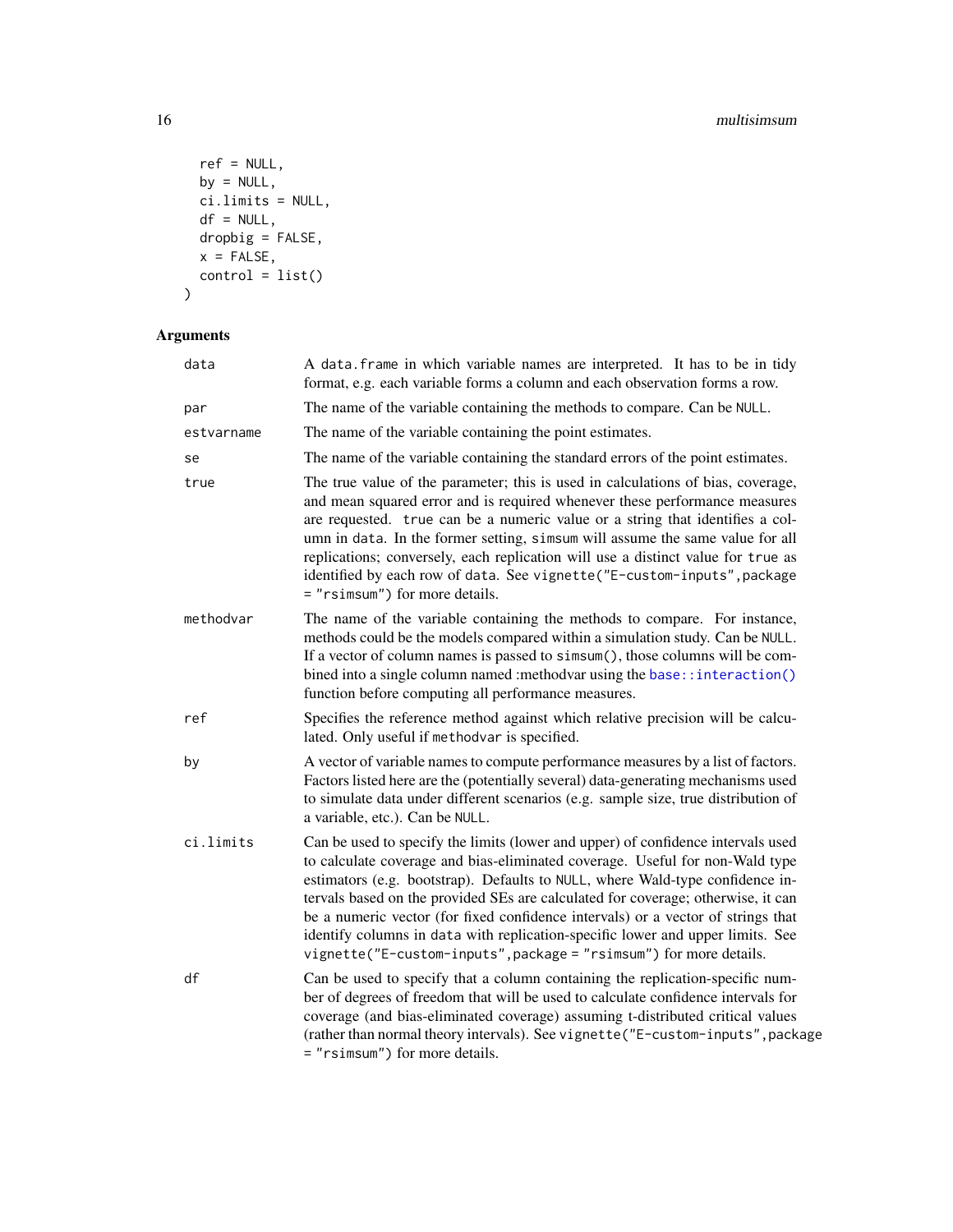```
  ref = NULL,
  by = NULL,
  ci.limits = NULL,
  df = NULL,
  dropbig = FALSE,
  x = FALSE,
  control = list()
)
```

### Arguments

| | |
|---|---|
| data | A data.frame in which variable names are interpreted. It has to be in tidy format, e.g. each variable forms a column and each observation forms a row. |
| par | The name of the variable containing the methods to compare. Can be NULL. |
| estvarname | The name of the variable containing the point estimates. |
| se | The name of the variable containing the standard errors of the point estimates. |
| true | The true value of the parameter; this is used in calculations of bias, coverage, and mean squared error and is required whenever these performance measures are requested. true can be a numeric value or a string that identifies a column in data. In the former setting, simsum will assume the same value for all replications; conversely, each replication will use a distinct value for true as identified by each row of data. See vignette("E-custom-inputs",package = "rsimsum") for more details. |
| methodvar | The name of the variable containing the methods to compare. For instance, methods could be the models compared within a simulation study. Can be NULL. If a vector of column names is passed to simsum(), those columns will be combined into a single column named :methodvar using the base::interaction() function before computing all performance measures. |
| ref | Specifies the reference method against which relative precision will be calculated. Only useful if methodvar is specified. |
| by | A vector of variable names to compute performance measures by a list of factors. Factors listed here are the (potentially several) data-generating mechanisms used to simulate data under different scenarios (e.g. sample size, true distribution of a variable, etc.). Can be NULL. |
| ci.limits | Can be used to specify the limits (lower and upper) of confidence intervals used to calculate coverage and bias-eliminated coverage. Useful for non-Wald type estimators (e.g. bootstrap). Defaults to NULL, where Wald-type confidence intervals based on the provided SEs are calculated for coverage; otherwise, it can be a numeric vector (for fixed confidence intervals) or a vector of strings that identify columns in data with replication-specific lower and upper limits. See vignette("E-custom-inputs",package = "rsimsum") for more details. |
| df | Can be used to specify that a column containing the replication-specific number of degrees of freedom that will be used to calculate confidence intervals for coverage (and bias-eliminated coverage) assuming t-distributed critical values (rather than normal theory intervals). See vignette("E-custom-inputs",package = "rsimsum") for more details. |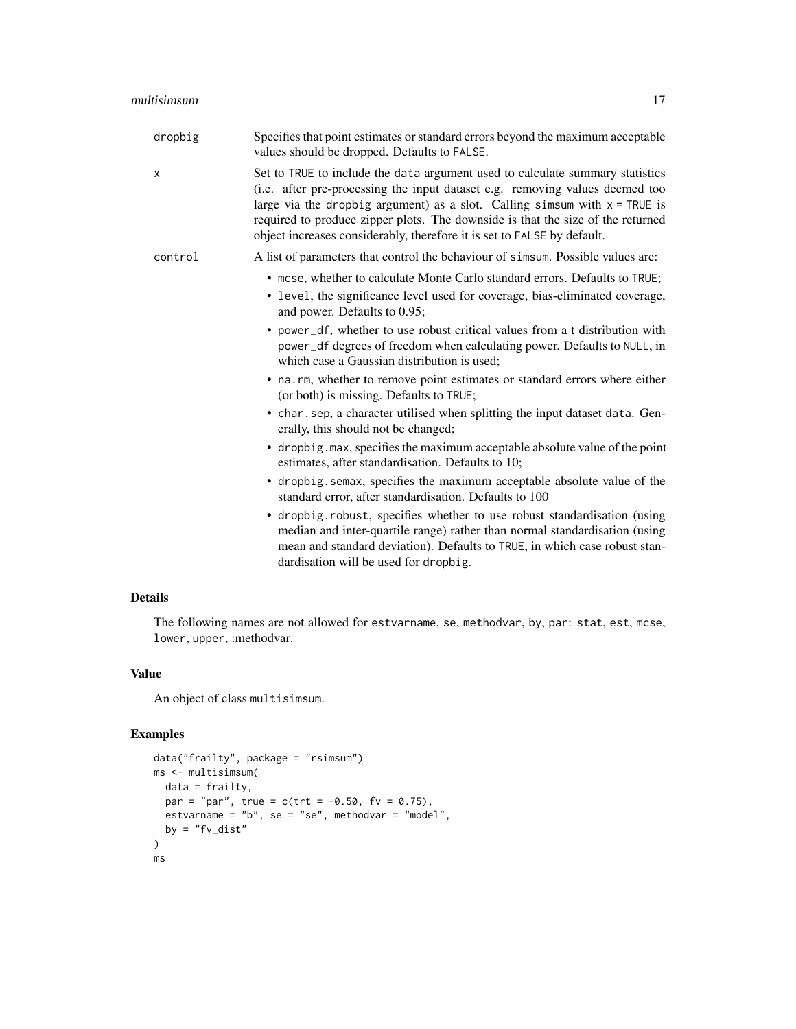| | |
|---|---|
| `dropbig` | Specifies that point estimates or standard errors beyond the maximum acceptable values should be dropped. Defaults to `FALSE`. |
| `x` | Set to `TRUE` to include the `data` argument used to calculate summary statistics (i.e. after pre-processing the input dataset e.g. removing values deemed too large via the `dropbig` argument) as a slot. Calling `simsum` with `x = TRUE` is required to produce zipper plots. The downside is that the size of the returned object increases considerably, therefore it is set to `FALSE` by default. |
| `control` | A list of parameters that control the behaviour of `simsum`. Possible values are: |

- `mcse`, whether to calculate Monte Carlo standard errors. Defaults to `TRUE`;
- `level`, the significance level used for coverage, bias-eliminated coverage, and power. Defaults to 0.95;
- `power_df`, whether to use robust critical values from a t distribution with `power_df` degrees of freedom when calculating power. Defaults to `NULL`, in which case a Gaussian distribution is used;
- `na.rm`, whether to remove point estimates or standard errors where either (or both) is missing. Defaults to `TRUE`;
- `char.sep`, a character utilised when splitting the input dataset `data`. Generally, this should not be changed;
- `dropbig.max`, specifies the maximum acceptable absolute value of the point estimates, after standardisation. Defaults to 10;
- `dropbig.semax`, specifies the maximum acceptable absolute value of the standard error, after standardisation. Defaults to 100
- `dropbig.robust`, specifies whether to use robust standardisation (using median and inter-quartile range) rather than normal standardisation (using mean and standard deviation). Defaults to `TRUE`, in which case robust standardisation will be used for `dropbig`.

## Details

The following names are not allowed for `estvarname`, `se`, `methodvar`, `by`, `par`: `stat`, `est`, `mcse`, `lower`, `upper`, :methodvar.

## Value

An object of class `multisimsum`.

## Examples

```
data("frailty", package = "rsimsum")
ms <- multisimsum(
  data = frailty,
  par = "par", true = c(trt = -0.50, fv = 0.75),
  estvarname = "b", se = "se", methodvar = "model",
  by = "fv_dist"
)
ms
```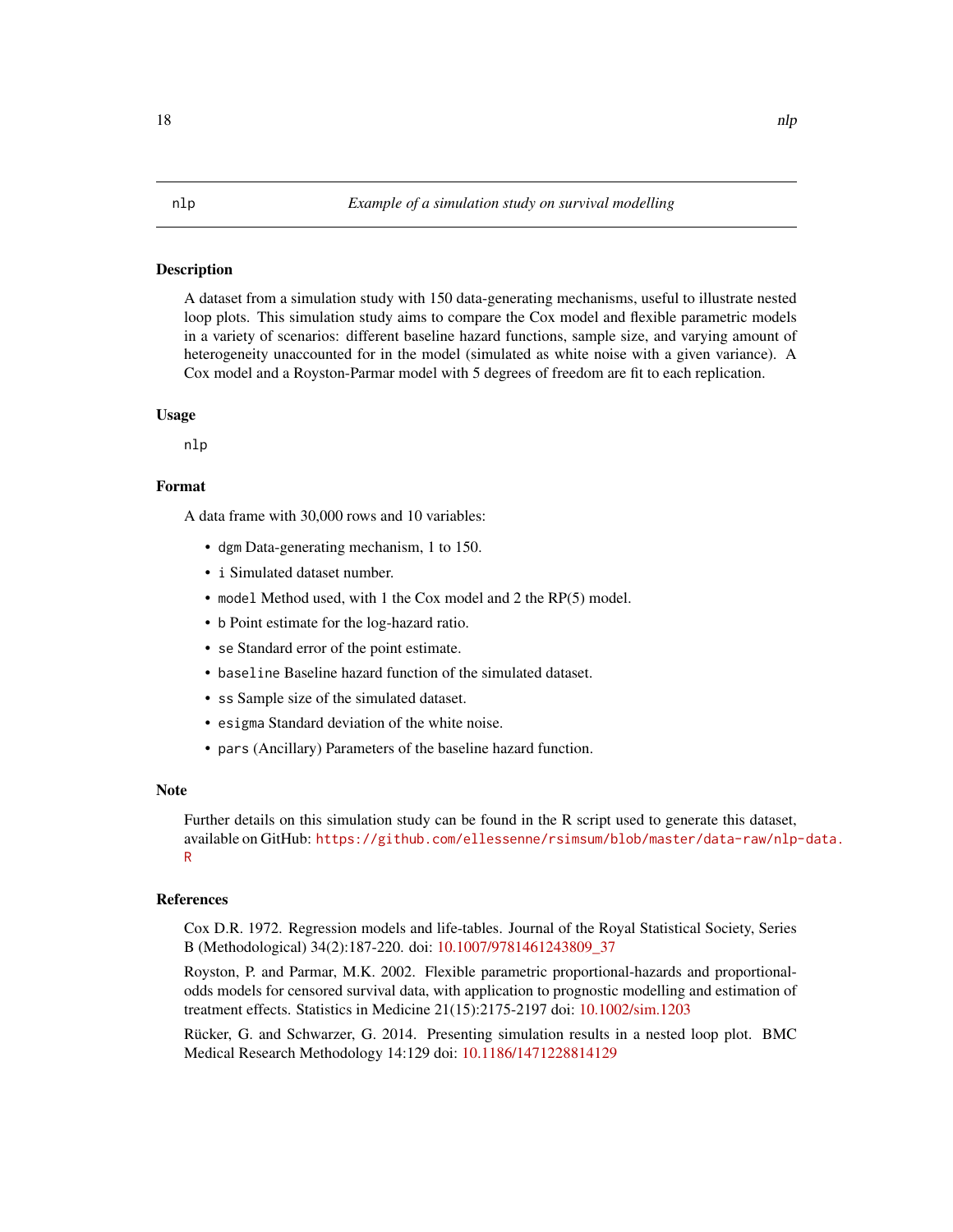# nlp — *Example of a simulation study on survival modelling*

## Description

A dataset from a simulation study with 150 data-generating mechanisms, useful to illustrate nested loop plots. This simulation study aims to compare the Cox model and flexible parametric models in a variety of scenarios: different baseline hazard functions, sample size, and varying amount of heterogeneity unaccounted for in the model (simulated as white noise with a given variance). A Cox model and a Royston-Parmar model with 5 degrees of freedom are fit to each replication.

## Usage

```
nlp
```

## Format

A data frame with 30,000 rows and 10 variables:

- `dgm` Data-generating mechanism, 1 to 150.
- `i` Simulated dataset number.
- `model` Method used, with 1 the Cox model and 2 the RP(5) model.
- `b` Point estimate for the log-hazard ratio.
- `se` Standard error of the point estimate.
- `baseline` Baseline hazard function of the simulated dataset.
- `ss` Sample size of the simulated dataset.
- `esigma` Standard deviation of the white noise.
- `pars` (Ancillary) Parameters of the baseline hazard function.

## Note

Further details on this simulation study can be found in the R script used to generate this dataset, available on GitHub: https://github.com/ellessenne/rsimsum/blob/master/data-raw/nlp-data.R

## References

Cox D.R. 1972. Regression models and life-tables. Journal of the Royal Statistical Society, Series B (Methodological) 34(2):187-220. doi: 10.1007/9781461243809_37

Royston, P. and Parmar, M.K. 2002. Flexible parametric proportional-hazards and proportional-odds models for censored survival data, with application to prognostic modelling and estimation of treatment effects. Statistics in Medicine 21(15):2175-2197 doi: 10.1002/sim.1203

Rücker, G. and Schwarzer, G. 2014. Presenting simulation results in a nested loop plot. BMC Medical Research Methodology 14:129 doi: 10.1186/1471228814129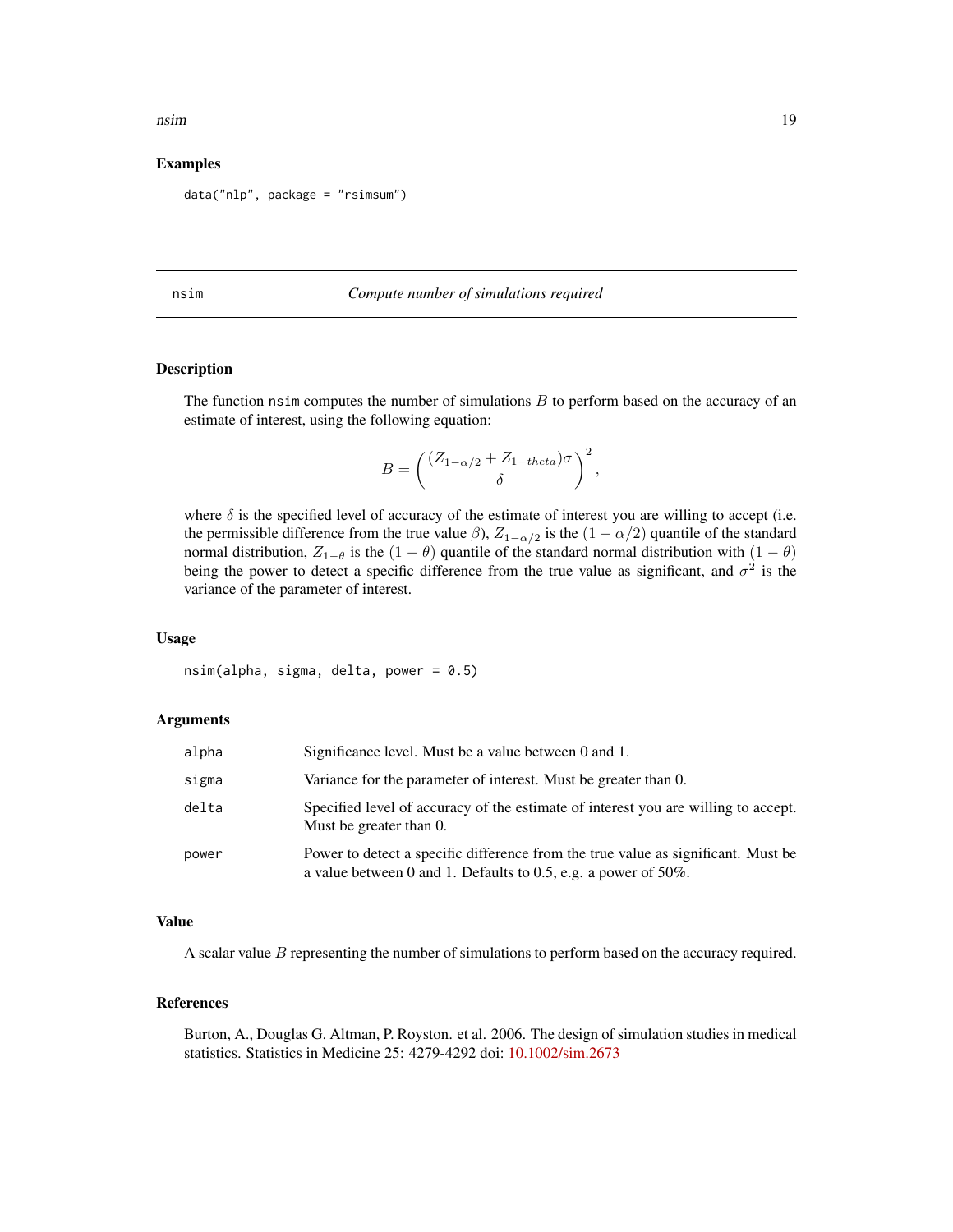## Examples

```
data("nlp", package = "rsimsum")
```

---

## nsim — *Compute number of simulations required*

### Description

The function nsim computes the number of simulations $B$ to perform based on the accuracy of an estimate of interest, using the following equation:

$$B = \left( \frac{(Z_{1-\alpha/2} + Z_{1-theta})\sigma}{\delta} \right)^2,$$

where $\delta$ is the specified level of accuracy of the estimate of interest you are willing to accept (i.e. the permissible difference from the true value $\beta$), $Z_{1-\alpha/2}$ is the $(1 - \alpha/2)$ quantile of the standard normal distribution, $Z_{1-\theta}$ is the $(1 - \theta)$ quantile of the standard normal distribution with $(1 - \theta)$ being the power to detect a specific difference from the true value as significant, and $\sigma^2$ is the variance of the parameter of interest.

### Usage

```
nsim(alpha, sigma, delta, power = 0.5)
```

### Arguments

| | |
|---|---|
| alpha | Significance level. Must be a value between 0 and 1. |
| sigma | Variance for the parameter of interest. Must be greater than 0. |
| delta | Specified level of accuracy of the estimate of interest you are willing to accept. Must be greater than 0. |
| power | Power to detect a specific difference from the true value as significant. Must be a value between 0 and 1. Defaults to 0.5, e.g. a power of 50%. |

### Value

A scalar value $B$ representing the number of simulations to perform based on the accuracy required.

### References

Burton, A., Douglas G. Altman, P. Royston. et al. 2006. The design of simulation studies in medical statistics. Statistics in Medicine 25: 4279-4292 doi: 10.1002/sim.2673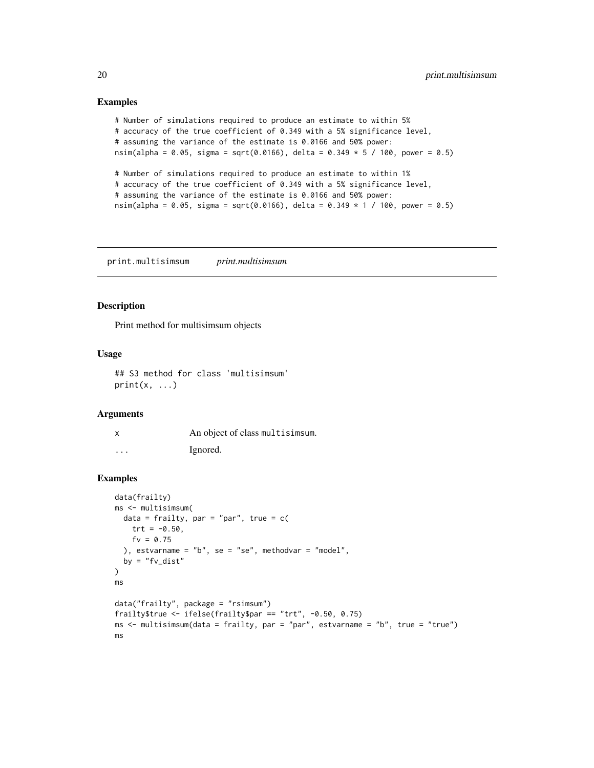## Examples

```
# Number of simulations required to produce an estimate to within 5%
# accuracy of the true coefficient of 0.349 with a 5% significance level,
# assuming the variance of the estimate is 0.0166 and 50% power:
nsim(alpha = 0.05, sigma = sqrt(0.0166), delta = 0.349 * 5 / 100, power = 0.5)

# Number of simulations required to produce an estimate to within 1%
# accuracy of the true coefficient of 0.349 with a 5% significance level,
# assuming the variance of the estimate is 0.0166 and 50% power:
nsim(alpha = 0.05, sigma = sqrt(0.0166), delta = 0.349 * 1 / 100, power = 0.5)
```

---

# print.multisimsum &nbsp;&nbsp;&nbsp; *print.multisimsum*

---

## Description

Print method for multisimsum objects

## Usage

```
## S3 method for class 'multisimsum'
print(x, ...)
```

## Arguments

| | |
|---|---|
| x | An object of class `multisimsum`. |
| ... | Ignored. |

## Examples

```
data(frailty)
ms <- multisimsum(
  data = frailty, par = "par", true = c(
    trt = -0.50,
    fv = 0.75
  ), estvarname = "b", se = "se", methodvar = "model",
  by = "fv_dist"
)
ms

data("frailty", package = "rsimsum")
frailty$true <- ifelse(frailty$par == "trt", -0.50, 0.75)
ms <- multisimsum(data = frailty, par = "par", estvarname = "b", true = "true")
ms
```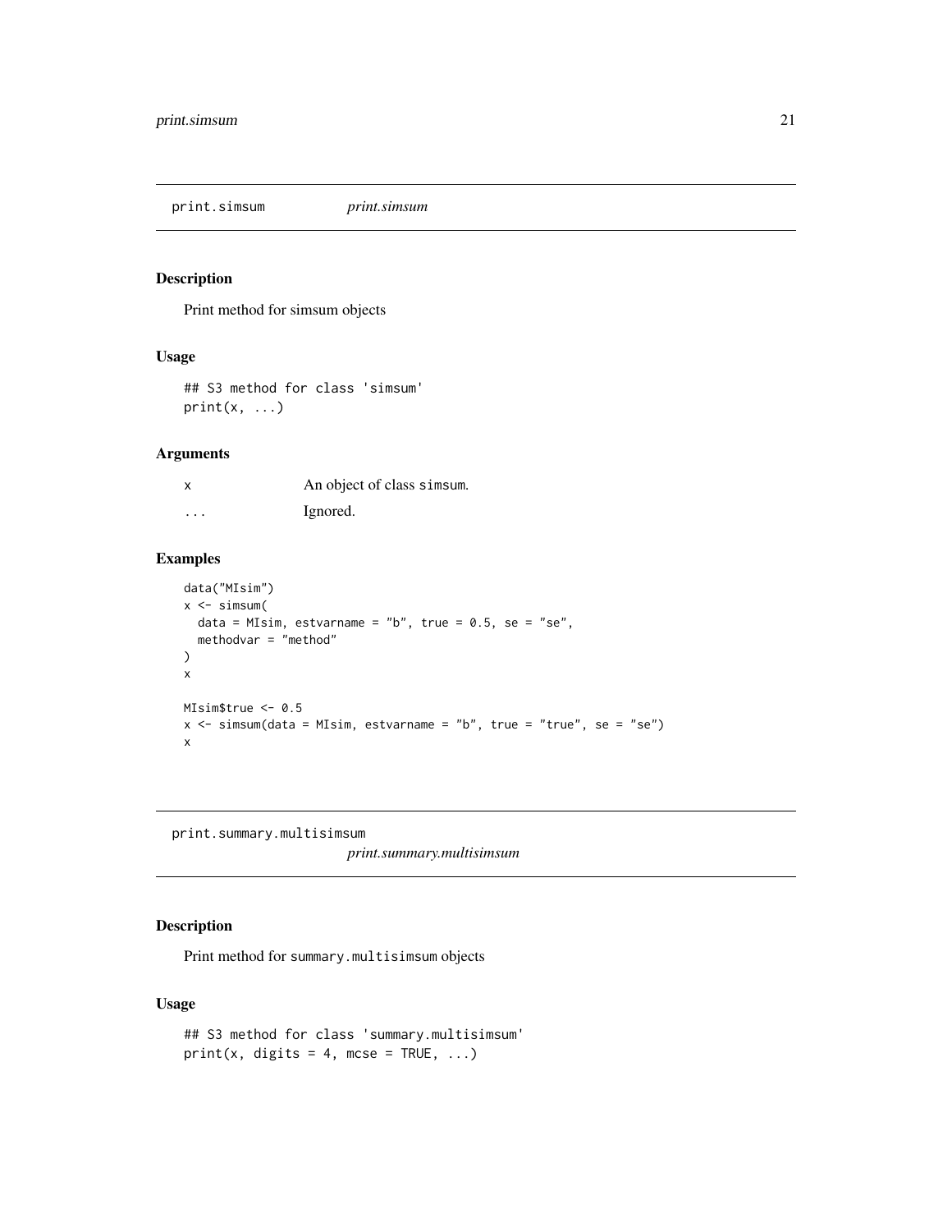## print.simsum *print.simsum*

### Description

Print method for simsum objects

### Usage

```
## S3 method for class 'simsum'
print(x, ...)
```

### Arguments

| | |
|---|---|
| x | An object of class simsum. |
| ... | Ignored. |

### Examples

```
data("MIsim")
x <- simsum(
  data = MIsim, estvarname = "b", true = 0.5, se = "se",
  methodvar = "method"
)
x

MIsim$true <- 0.5
x <- simsum(data = MIsim, estvarname = "b", true = "true", se = "se")
x
```

## print.summary.multisimsum *print.summary.multisimsum*

### Description

Print method for summary.multisimsum objects

### Usage

```
## S3 method for class 'summary.multisimsum'
print(x, digits = 4, mcse = TRUE, ...)
```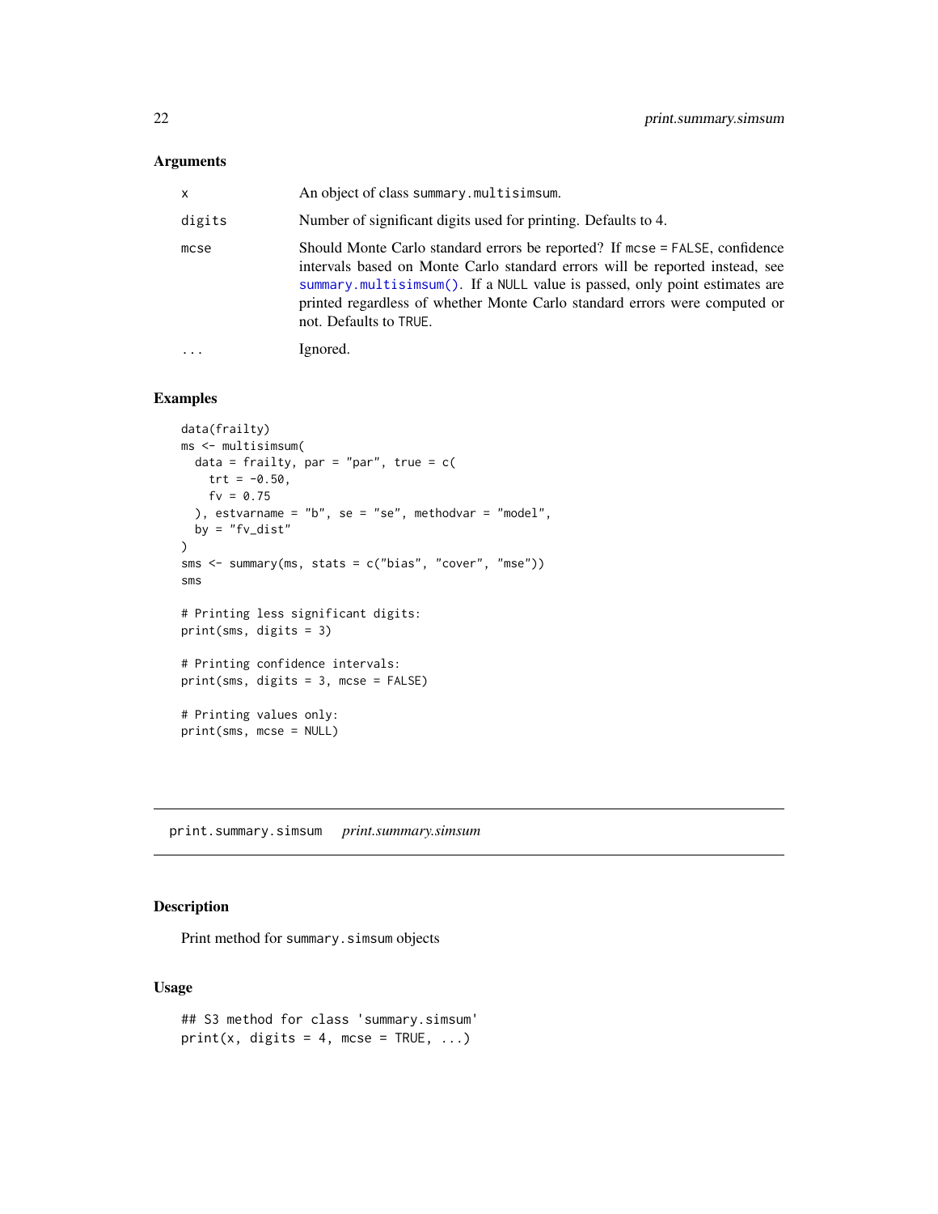### Arguments

| | |
|---|---|
| `x` | An object of class `summary.multisimsum`. |
| `digits` | Number of significant digits used for printing. Defaults to 4. |
| `mcse` | Should Monte Carlo standard errors be reported? If `mcse = FALSE`, confidence intervals based on Monte Carlo standard errors will be reported instead, see `summary.multisimsum()`. If a `NULL` value is passed, only point estimates are printed regardless of whether Monte Carlo standard errors were computed or not. Defaults to `TRUE`. |
| `...` | Ignored. |

### Examples

```
data(frailty)
ms <- multisimsum(
  data = frailty, par = "par", true = c(
    trt = -0.50,
    fv = 0.75
  ), estvarname = "b", se = "se", methodvar = "model",
  by = "fv_dist"
)
sms <- summary(ms, stats = c("bias", "cover", "mse"))
sms

# Printing less significant digits:
print(sms, digits = 3)

# Printing confidence intervals:
print(sms, digits = 3, mcse = FALSE)

# Printing values only:
print(sms, mcse = NULL)
```

---

## print.summary.simsum *print.summary.simsum*

### Description

Print method for `summary.simsum` objects

### Usage

```
## S3 method for class 'summary.simsum'
print(x, digits = 4, mcse = TRUE, ...)
```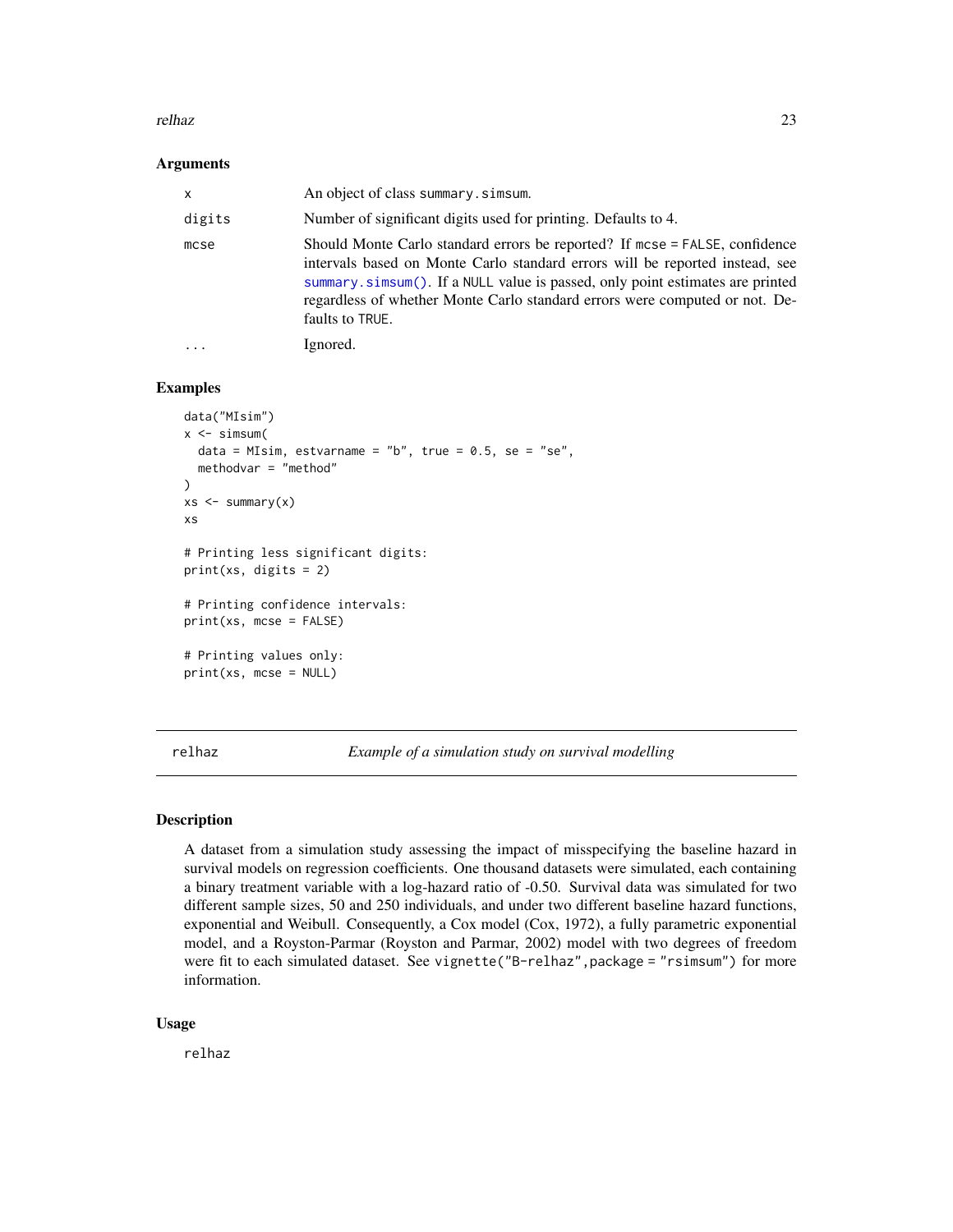### Arguments

| | |
|---|---|
| x | An object of class summary.simsum. |
| digits | Number of significant digits used for printing. Defaults to 4. |
| mcse | Should Monte Carlo standard errors be reported? If mcse = FALSE, confidence intervals based on Monte Carlo standard errors will be reported instead, see summary.simsum(). If a NULL value is passed, only point estimates are printed regardless of whether Monte Carlo standard errors were computed or not. Defaults to TRUE. |
| ... | Ignored. |

### Examples

```
data("MIsim")
x <- simsum(
  data = MIsim, estvarname = "b", true = 0.5, se = "se",
  methodvar = "method"
)
xs <- summary(x)
xs

# Printing less significant digits:
print(xs, digits = 2)

# Printing confidence intervals:
print(xs, mcse = FALSE)

# Printing values only:
print(xs, mcse = NULL)
```

---

## relhaz — *Example of a simulation study on survival modelling*

### Description

A dataset from a simulation study assessing the impact of misspecifying the baseline hazard in survival models on regression coefficients. One thousand datasets were simulated, each containing a binary treatment variable with a log-hazard ratio of -0.50. Survival data was simulated for two different sample sizes, 50 and 250 individuals, and under two different baseline hazard functions, exponential and Weibull. Consequently, a Cox model (Cox, 1972), a fully parametric exponential model, and a Royston-Parmar (Royston and Parmar, 2002) model with two degrees of freedom were fit to each simulated dataset. See vignette("B-relhaz",package = "rsimsum") for more information.

### Usage

```
relhaz
```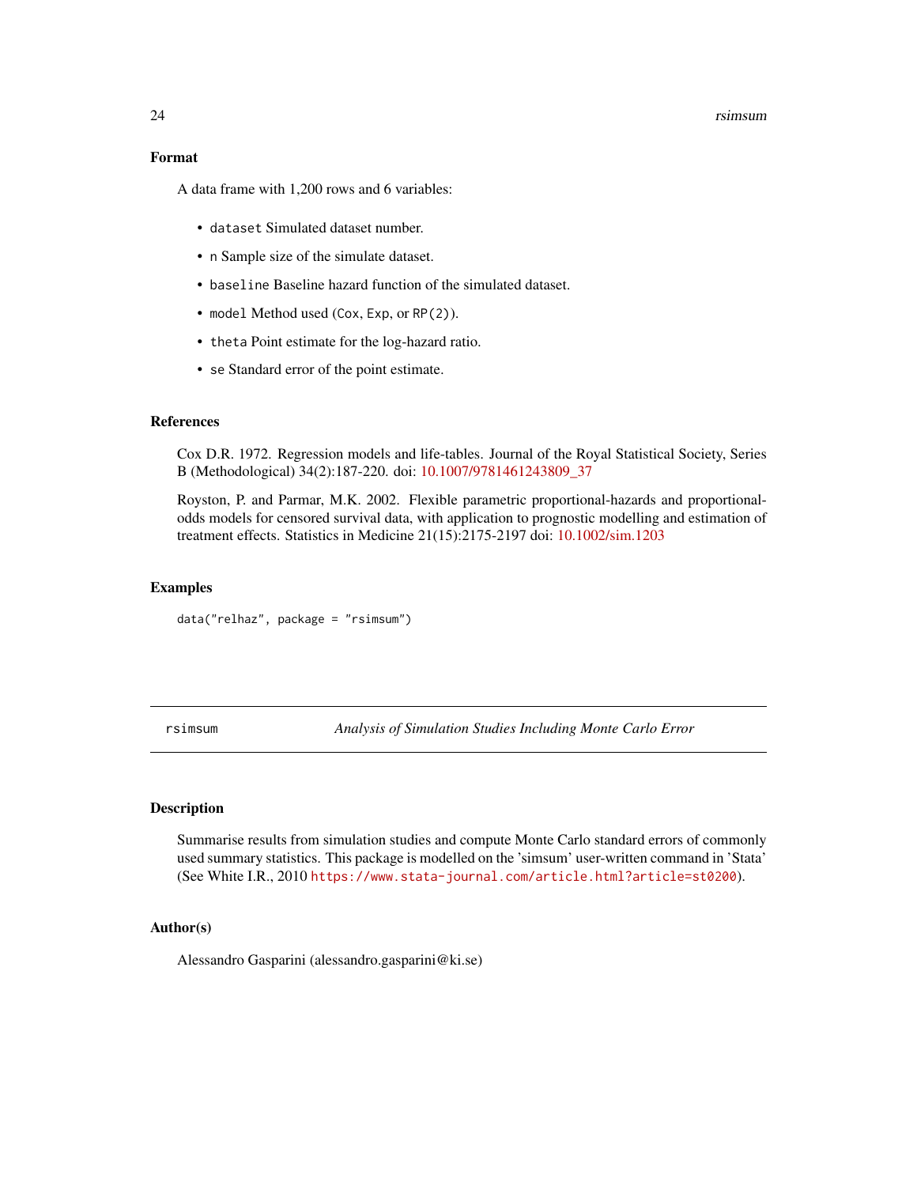### Format

A data frame with 1,200 rows and 6 variables:

- `dataset` Simulated dataset number.
- `n` Sample size of the simulate dataset.
- `baseline` Baseline hazard function of the simulated dataset.
- `model` Method used (`Cox`, `Exp`, or `RP(2)`).
- `theta` Point estimate for the log-hazard ratio.
- `se` Standard error of the point estimate.

### References

Cox D.R. 1972. Regression models and life-tables. Journal of the Royal Statistical Society, Series B (Methodological) 34(2):187-220. doi: 10.1007/9781461243809_37

Royston, P. and Parmar, M.K. 2002. Flexible parametric proportional-hazards and proportional-odds models for censored survival data, with application to prognostic modelling and estimation of treatment effects. Statistics in Medicine 21(15):2175-2197 doi: 10.1002/sim.1203

### Examples

```
data("relhaz", package = "rsimsum")
```

---

## rsimsum — *Analysis of Simulation Studies Including Monte Carlo Error*

### Description

Summarise results from simulation studies and compute Monte Carlo standard errors of commonly used summary statistics. This package is modelled on the 'simsum' user-written command in 'Stata' (See White I.R., 2010 `https://www.stata-journal.com/article.html?article=st0200`).

### Author(s)

Alessandro Gasparini (alessandro.gasparini@ki.se)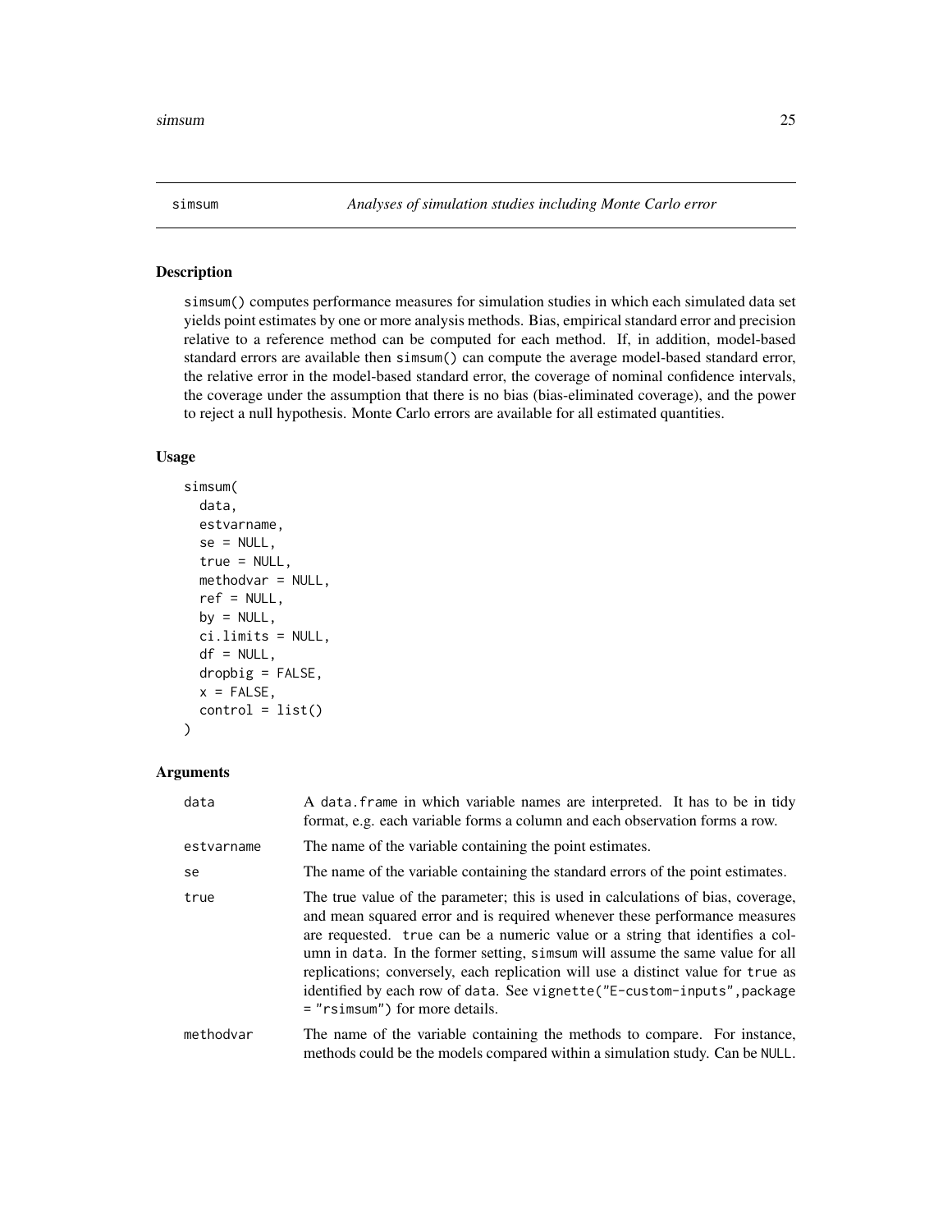## simsum — *Analyses of simulation studies including Monte Carlo error*

### Description

`simsum()` computes performance measures for simulation studies in which each simulated data set yields point estimates by one or more analysis methods. Bias, empirical standard error and precision relative to a reference method can be computed for each method. If, in addition, model-based standard errors are available then `simsum()` can compute the average model-based standard error, the relative error in the model-based standard error, the coverage of nominal confidence intervals, the coverage under the assumption that there is no bias (bias-eliminated coverage), and the power to reject a null hypothesis. Monte Carlo errors are available for all estimated quantities.

### Usage

```
simsum(
  data,
  estvarname,
  se = NULL,
  true = NULL,
  methodvar = NULL,
  ref = NULL,
  by = NULL,
  ci.limits = NULL,
  df = NULL,
  dropbig = FALSE,
  x = FALSE,
  control = list()
)
```

### Arguments

| | |
|---|---|
| `data` | A `data.frame` in which variable names are interpreted. It has to be in tidy format, e.g. each variable forms a column and each observation forms a row. |
| `estvarname` | The name of the variable containing the point estimates. |
| `se` | The name of the variable containing the standard errors of the point estimates. |
| `true` | The true value of the parameter; this is used in calculations of bias, coverage, and mean squared error and is required whenever these performance measures are requested. `true` can be a numeric value or a string that identifies a column in `data`. In the former setting, `simsum` will assume the same value for all replications; conversely, each replication will use a distinct value for `true` as identified by each row of `data`. See `vignette("E-custom-inputs",package = "rsimsum")` for more details. |
| `methodvar` | The name of the variable containing the methods to compare. For instance, methods could be the models compared within a simulation study. Can be `NULL`. |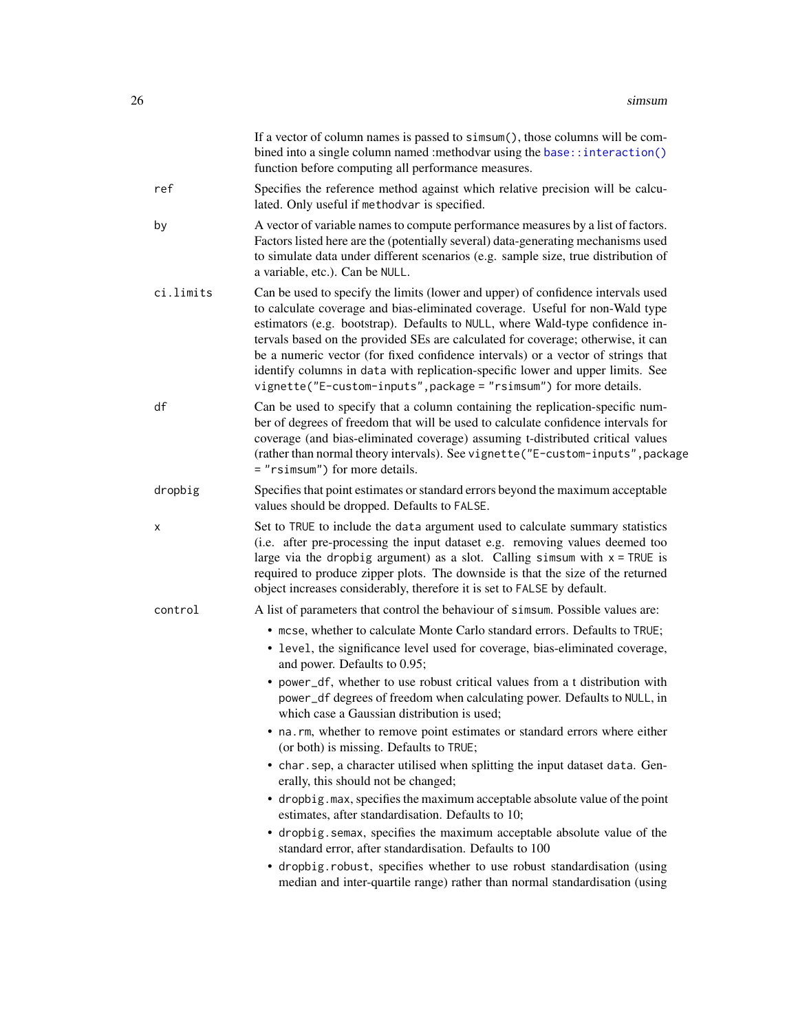If a vector of column names is passed to `simsum()`, those columns will be combined into a single column named :methodvar using the `base::interaction()` function before computing all performance measures.

`ref`
: Specifies the reference method against which relative precision will be calculated. Only useful if `methodvar` is specified.

`by`
: A vector of variable names to compute performance measures by a list of factors. Factors listed here are the (potentially several) data-generating mechanisms used to simulate data under different scenarios (e.g. sample size, true distribution of a variable, etc.). Can be `NULL`.

`ci.limits`
: Can be used to specify the limits (lower and upper) of confidence intervals used to calculate coverage and bias-eliminated coverage. Useful for non-Wald type estimators (e.g. bootstrap). Defaults to `NULL`, where Wald-type confidence intervals based on the provided SEs are calculated for coverage; otherwise, it can be a numeric vector (for fixed confidence intervals) or a vector of strings that identify columns in `data` with replication-specific lower and upper limits. See `vignette("E-custom-inputs",package = "rsimsum")` for more details.

`df`
: Can be used to specify that a column containing the replication-specific number of degrees of freedom that will be used to calculate confidence intervals for coverage (and bias-eliminated coverage) assuming t-distributed critical values (rather than normal theory intervals). See `vignette("E-custom-inputs",package = "rsimsum")` for more details.

`dropbig`
: Specifies that point estimates or standard errors beyond the maximum acceptable values should be dropped. Defaults to `FALSE`.

`x`
: Set to `TRUE` to include the `data` argument used to calculate summary statistics (i.e. after pre-processing the input dataset e.g. removing values deemed too large via the `dropbig` argument) as a slot. Calling `simsum` with `x = TRUE` is required to produce zipper plots. The downside is that the size of the returned object increases considerably, therefore it is set to `FALSE` by default.

`control`
: A list of parameters that control the behaviour of `simsum`. Possible values are:

- `mcse`, whether to calculate Monte Carlo standard errors. Defaults to `TRUE`;
- `level`, the significance level used for coverage, bias-eliminated coverage, and power. Defaults to 0.95;
- `power_df`, whether to use robust critical values from a t distribution with `power_df` degrees of freedom when calculating power. Defaults to `NULL`, in which case a Gaussian distribution is used;
- `na.rm`, whether to remove point estimates or standard errors where either (or both) is missing. Defaults to `TRUE`;
- `char.sep`, a character utilised when splitting the input dataset `data`. Generally, this should not be changed;
- `dropbig.max`, specifies the maximum acceptable absolute value of the point estimates, after standardisation. Defaults to 10;
- `dropbig.semax`, specifies the maximum acceptable absolute value of the standard error, after standardisation. Defaults to 100
- `dropbig.robust`, specifies whether to use robust standardisation (using median and inter-quartile range) rather than normal standardisation (using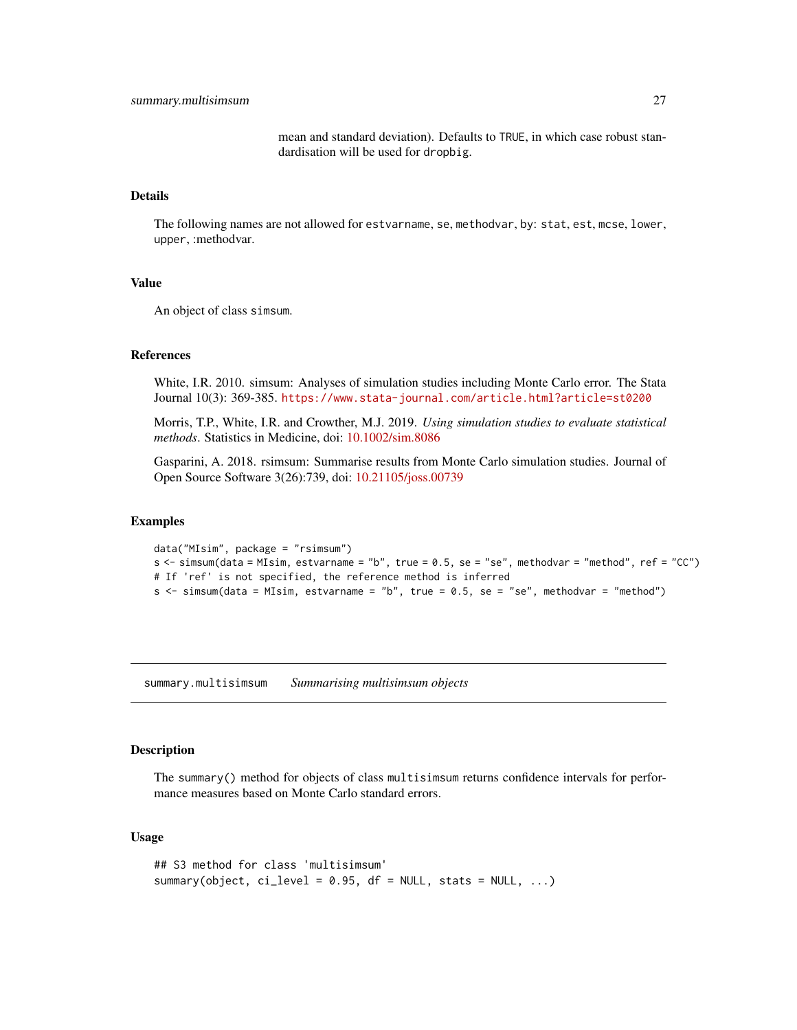mean and standard deviation). Defaults to `TRUE`, in which case robust standardisation will be used for `dropbig`.

### Details

The following names are not allowed for `estvarname`, `se`, `methodvar`, `by`: `stat`, `est`, `mcse`, `lower`, `upper`, :methodvar.

### Value

An object of class `simsum`.

### References

White, I.R. 2010. simsum: Analyses of simulation studies including Monte Carlo error. The Stata Journal 10(3): 369-385. https://www.stata-journal.com/article.html?article=st0200

Morris, T.P., White, I.R. and Crowther, M.J. 2019. *Using simulation studies to evaluate statistical methods*. Statistics in Medicine, doi: 10.1002/sim.8086

Gasparini, A. 2018. rsimsum: Summarise results from Monte Carlo simulation studies. Journal of Open Source Software 3(26):739, doi: 10.21105/joss.00739

### Examples

```
data("MIsim", package = "rsimsum")
s <- simsum(data = MIsim, estvarname = "b", true = 0.5, se = "se", methodvar = "method", ref = "CC")
# If 'ref' is not specified, the reference method is inferred
s <- simsum(data = MIsim, estvarname = "b", true = 0.5, se = "se", methodvar = "method")
```

---

## summary.multisimsum — *Summarising multisimsum objects*

---

### Description

The `summary()` method for objects of class `multisimsum` returns confidence intervals for performance measures based on Monte Carlo standard errors.

### Usage

```
## S3 method for class 'multisimsum'
summary(object, ci_level = 0.95, df = NULL, stats = NULL, ...)
```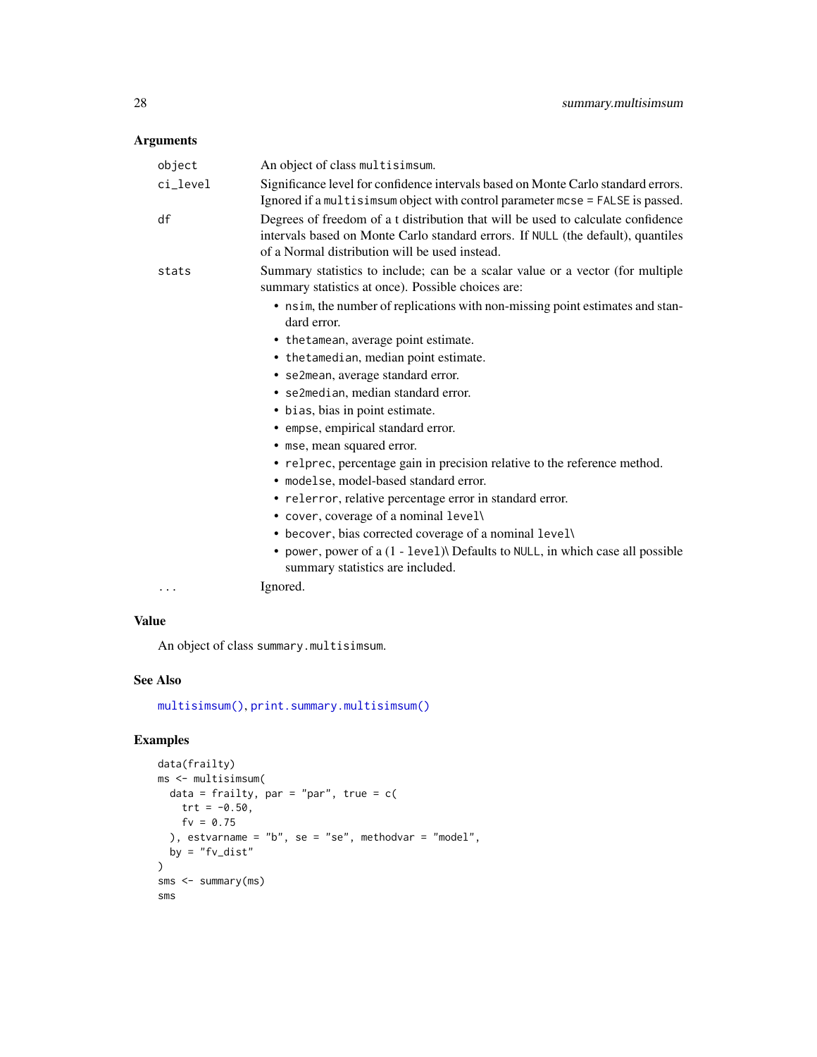## Arguments

| | |
|---|---|
| `object` | An object of class `multisimsum`. |
| `ci_level` | Significance level for confidence intervals based on Monte Carlo standard errors. Ignored if a `multisimsum` object with control parameter `mcse = FALSE` is passed. |
| `df` | Degrees of freedom of a t distribution that will be used to calculate confidence intervals based on Monte Carlo standard errors. If `NULL` (the default), quantiles of a Normal distribution will be used instead. |
| `stats` | Summary statistics to include; can be a scalar value or a vector (for multiple summary statistics at once). Possible choices are: |
| `...` | Ignored. |

`stats` choices:

- `nsim`, the number of replications with non-missing point estimates and standard error.
- `thetamean`, average point estimate.
- `thetamedian`, median point estimate.
- `se2mean`, average standard error.
- `se2median`, median standard error.
- `bias`, bias in point estimate.
- `empse`, empirical standard error.
- `mse`, mean squared error.
- `relprec`, percentage gain in precision relative to the reference method.
- `modelse`, model-based standard error.
- `relerror`, relative percentage error in standard error.
- `cover`, coverage of a nominal `level\`
- `becover`, bias corrected coverage of a nominal `level\`
- `power`, power of a (1 - `level`)\ Defaults to `NULL`, in which case all possible summary statistics are included.

## Value

An object of class `summary.multisimsum`.

## See Also

`multisimsum()`, `print.summary.multisimsum()`

## Examples

```
data(frailty)
ms <- multisimsum(
  data = frailty, par = "par", true = c(
    trt = -0.50,
    fv = 0.75
  ), estvarname = "b", se = "se", methodvar = "model",
  by = "fv_dist"
)
sms <- summary(ms)
sms
```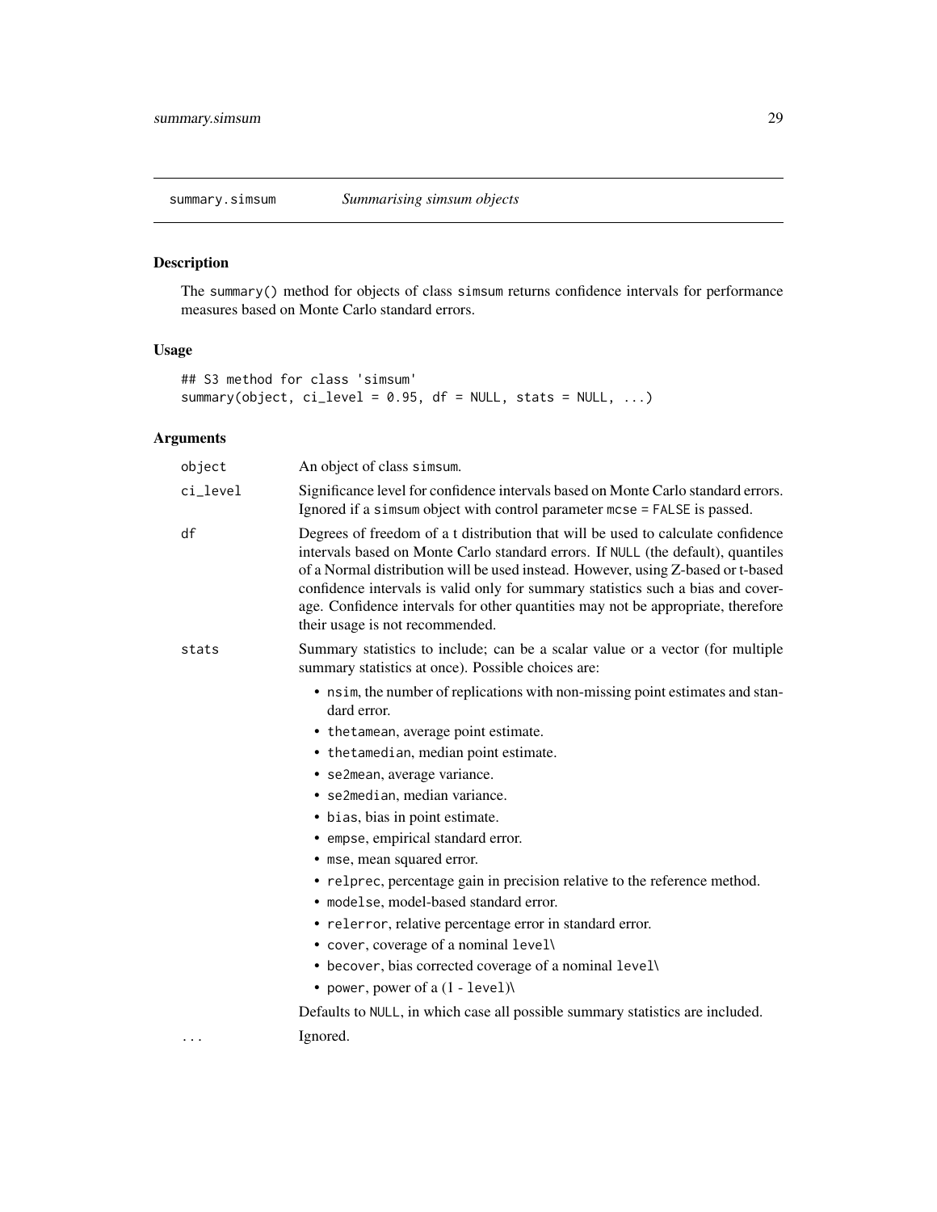## summary.simsum — *Summarising simsum objects*

### Description

The `summary()` method for objects of class `simsum` returns confidence intervals for performance measures based on Monte Carlo standard errors.

### Usage

```
## S3 method for class 'simsum'
summary(object, ci_level = 0.95, df = NULL, stats = NULL, ...)
```

### Arguments

| Argument | Description |
|---|---|
| `object` | An object of class `simsum`. |
| `ci_level` | Significance level for confidence intervals based on Monte Carlo standard errors. Ignored if a `simsum` object with control parameter `mcse = FALSE` is passed. |
| `df` | Degrees of freedom of a t distribution that will be used to calculate confidence intervals based on Monte Carlo standard errors. If `NULL` (the default), quantiles of a Normal distribution will be used instead. However, using Z-based or t-based confidence intervals is valid only for summary statistics such a bias and coverage. Confidence intervals for other quantities may not be appropriate, therefore their usage is not recommended. |
| `stats` | Summary statistics to include; can be a scalar value or a vector (for multiple summary statistics at once). Possible choices are:<br>• `nsim`, the number of replications with non-missing point estimates and standard error.<br>• `thetamean`, average point estimate.<br>• `thetamedian`, median point estimate.<br>• `se2mean`, average variance.<br>• `se2median`, median variance.<br>• `bias`, bias in point estimate.<br>• `empse`, empirical standard error.<br>• `mse`, mean squared error.<br>• `relprec`, percentage gain in precision relative to the reference method.<br>• `modelse`, model-based standard error.<br>• `relerror`, relative percentage error in standard error.<br>• `cover`, coverage of a nominal `level\`<br>• `becover`, bias corrected coverage of a nominal `level\`<br>• `power`, power of a `(1 - level)\`<br>Defaults to `NULL`, in which case all possible summary statistics are included. |
| `...` | Ignored. |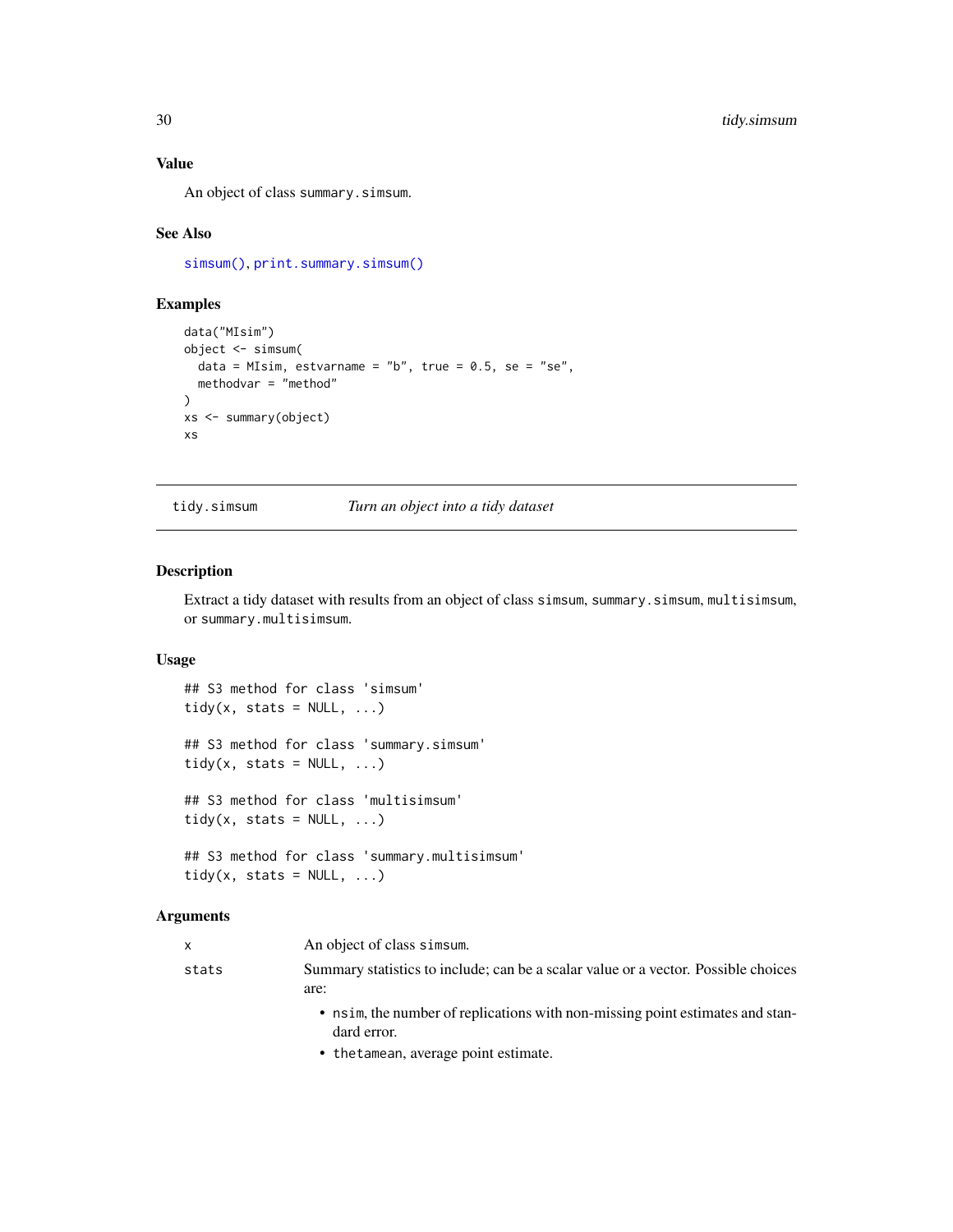### Value

An object of class `summary.simsum`.

### See Also

`simsum()`, `print.summary.simsum()`

### Examples

```
data("MIsim")
object <- simsum(
  data = MIsim, estvarname = "b", true = 0.5, se = "se",
  methodvar = "method"
)
xs <- summary(object)
xs
```

---

## tidy.simsum — *Turn an object into a tidy dataset*

---

### Description

Extract a tidy dataset with results from an object of class `simsum`, `summary.simsum`, `multisimsum`, or `summary.multisimsum`.

### Usage

```
## S3 method for class 'simsum'
tidy(x, stats = NULL, ...)

## S3 method for class 'summary.simsum'
tidy(x, stats = NULL, ...)

## S3 method for class 'multisimsum'
tidy(x, stats = NULL, ...)

## S3 method for class 'summary.multisimsum'
tidy(x, stats = NULL, ...)
```

### Arguments

| | |
|---|---|
| `x` | An object of class `simsum`. |
| `stats` | Summary statistics to include; can be a scalar value or a vector. Possible choices are:<br>• `nsim`, the number of replications with non-missing point estimates and standard error.<br>• `thetamean`, average point estimate. |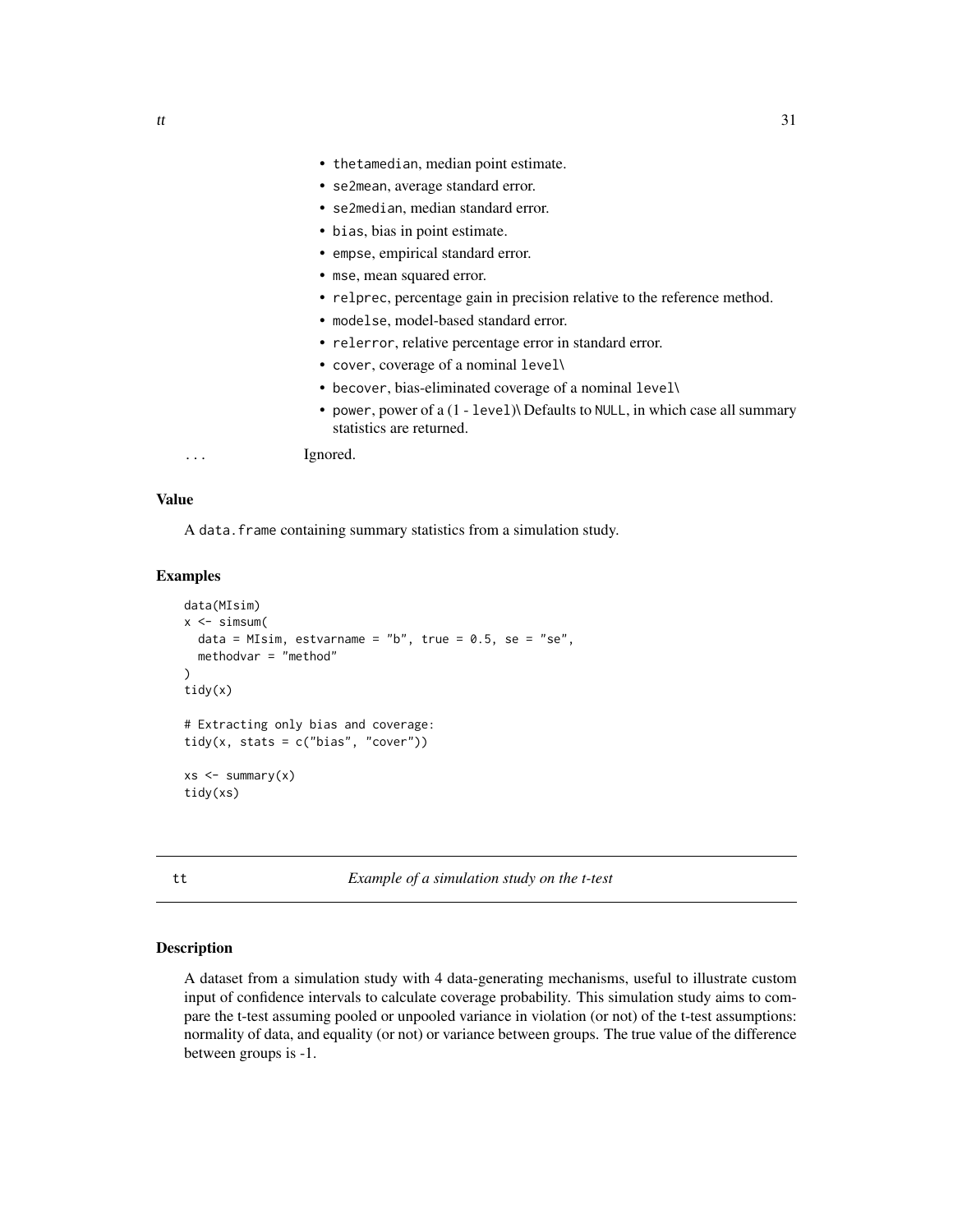- `thetamedian`, median point estimate.
- `se2mean`, average standard error.
- `se2median`, median standard error.
- `bias`, bias in point estimate.
- `empse`, empirical standard error.
- `mse`, mean squared error.
- `relprec`, percentage gain in precision relative to the reference method.
- `modelse`, model-based standard error.
- `relerror`, relative percentage error in standard error.
- `cover`, coverage of a nominal `level\`
- `becover`, bias-eliminated coverage of a nominal `level\`
- `power`, power of a (1 - `level`)\ Defaults to `NULL`, in which case all summary statistics are returned.

`...` Ignored.

### Value

A `data.frame` containing summary statistics from a simulation study.

### Examples

```
data(MIsim)
x <- simsum(
  data = MIsim, estvarname = "b", true = 0.5, se = "se",
  methodvar = "method"
)
tidy(x)

# Extracting only bias and coverage:
tidy(x, stats = c("bias", "cover"))

xs <- summary(x)
tidy(xs)
```

---

## tt *Example of a simulation study on the t-test*

### Description

A dataset from a simulation study with 4 data-generating mechanisms, useful to illustrate custom input of confidence intervals to calculate coverage probability. This simulation study aims to compare the t-test assuming pooled or unpooled variance in violation (or not) of the t-test assumptions: normality of data, and equality (or not) or variance between groups. The true value of the difference between groups is -1.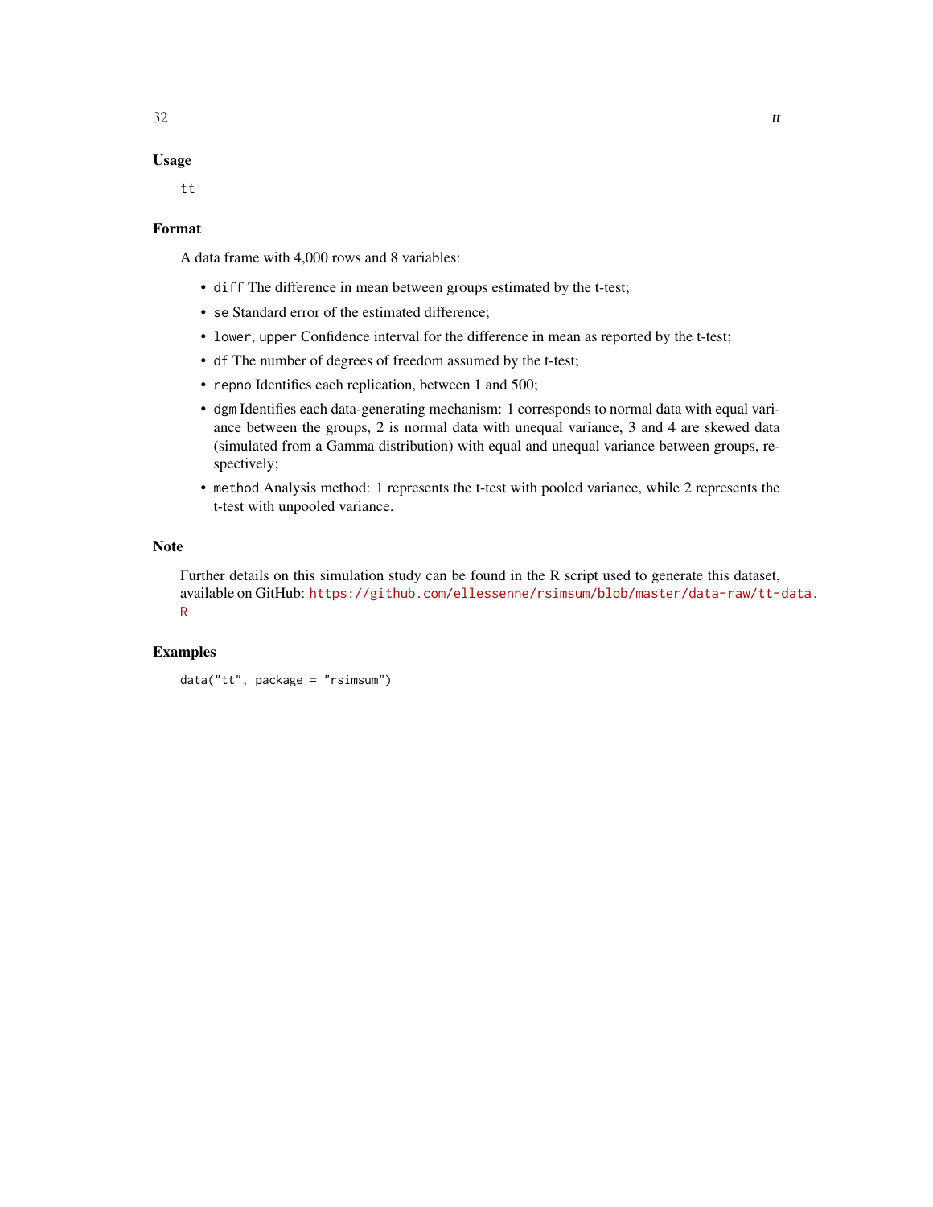### Usage

```
tt
```

### Format

A data frame with 4,000 rows and 8 variables:

- `diff` The difference in mean between groups estimated by the t-test;
- `se` Standard error of the estimated difference;
- `lower`, `upper` Confidence interval for the difference in mean as reported by the t-test;
- `df` The number of degrees of freedom assumed by the t-test;
- `repno` Identifies each replication, between 1 and 500;
- `dgm` Identifies each data-generating mechanism: 1 corresponds to normal data with equal variance between the groups, 2 is normal data with unequal variance, 3 and 4 are skewed data (simulated from a Gamma distribution) with equal and unequal variance between groups, respectively;
- `method` Analysis method: 1 represents the t-test with pooled variance, while 2 represents the t-test with unpooled variance.

### Note

Further details on this simulation study can be found in the R script used to generate this dataset, available on GitHub: https://github.com/ellessenne/rsimsum/blob/master/data-raw/tt-data.R

### Examples

```
data("tt", package = "rsimsum")
```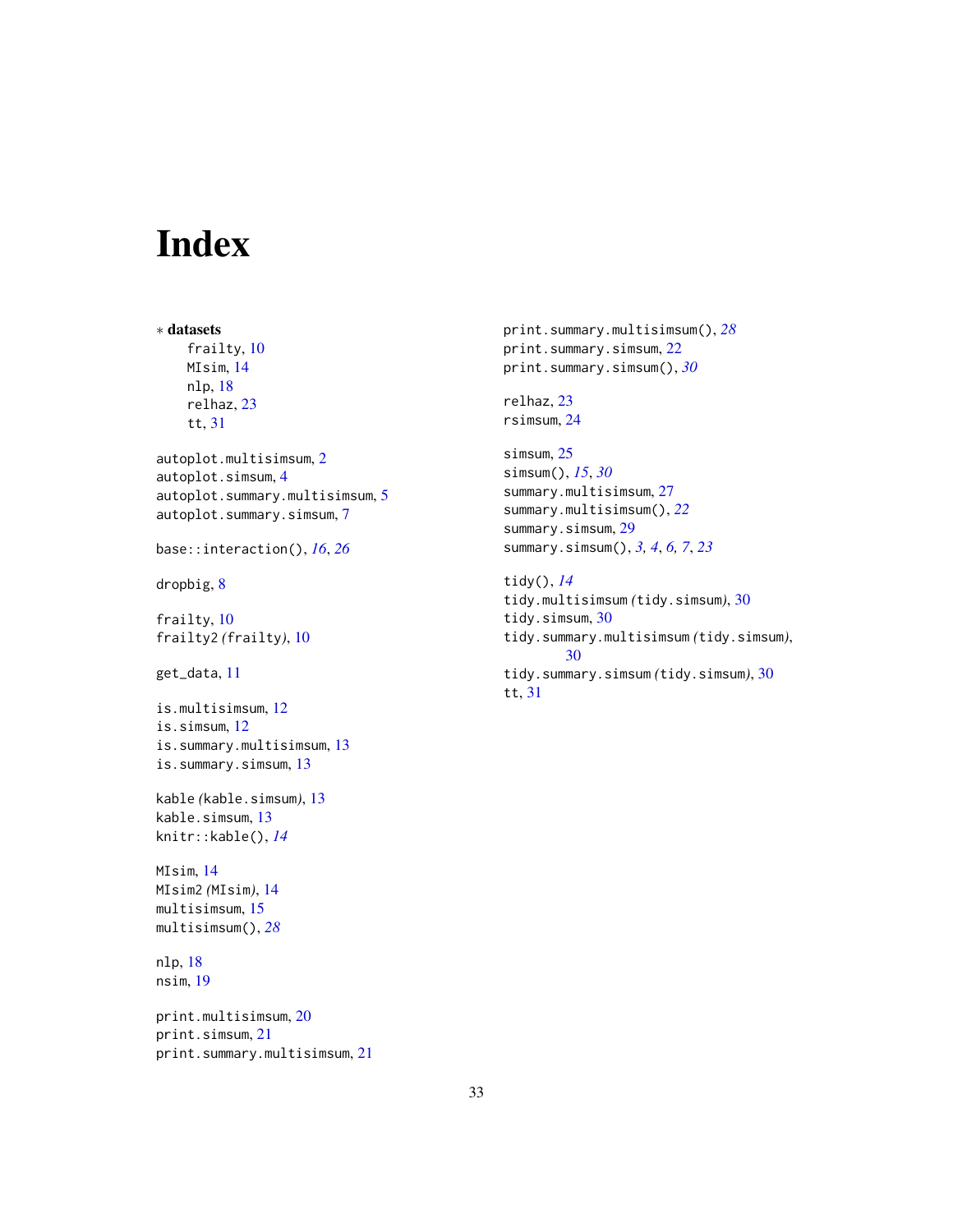# Index

* **datasets**
  - frailty, 10
  - MIsim, 14
  - nlp, 18
  - relhaz, 23
  - tt, 31

autoplot.multisimsum, 2
autoplot.simsum, 4
autoplot.summary.multisimsum, 5
autoplot.summary.simsum, 7

base::interaction(), *16*, *26*

dropbig, 8

frailty, 10
frailty2 *(frailty)*, 10

get_data, 11

is.multisimsum, 12
is.simsum, 12
is.summary.multisimsum, 13
is.summary.simsum, 13

kable *(kable.simsum)*, 13
kable.simsum, 13
knitr::kable(), *14*

MIsim, 14
MIsim2 *(MIsim)*, 14
multisimsum, 15
multisimsum(), *28*

nlp, 18
nsim, 19

print.multisimsum, 20
print.simsum, 21
print.summary.multisimsum, 21
print.summary.multisimsum(), *28*
print.summary.simsum, 22
print.summary.simsum(), *30*

relhaz, 23
rsimsum, 24

simsum, 25
simsum(), *15*, *30*
summary.multisimsum, 27
summary.multisimsum(), *22*
summary.simsum, 29
summary.simsum(), *3, 4*, *6, 7*, *23*

tidy(), *14*
tidy.multisimsum *(tidy.simsum)*, 30
tidy.simsum, 30
tidy.summary.multisimsum *(tidy.simsum)*, 30
tidy.summary.simsum *(tidy.simsum)*, 30
tt, 31